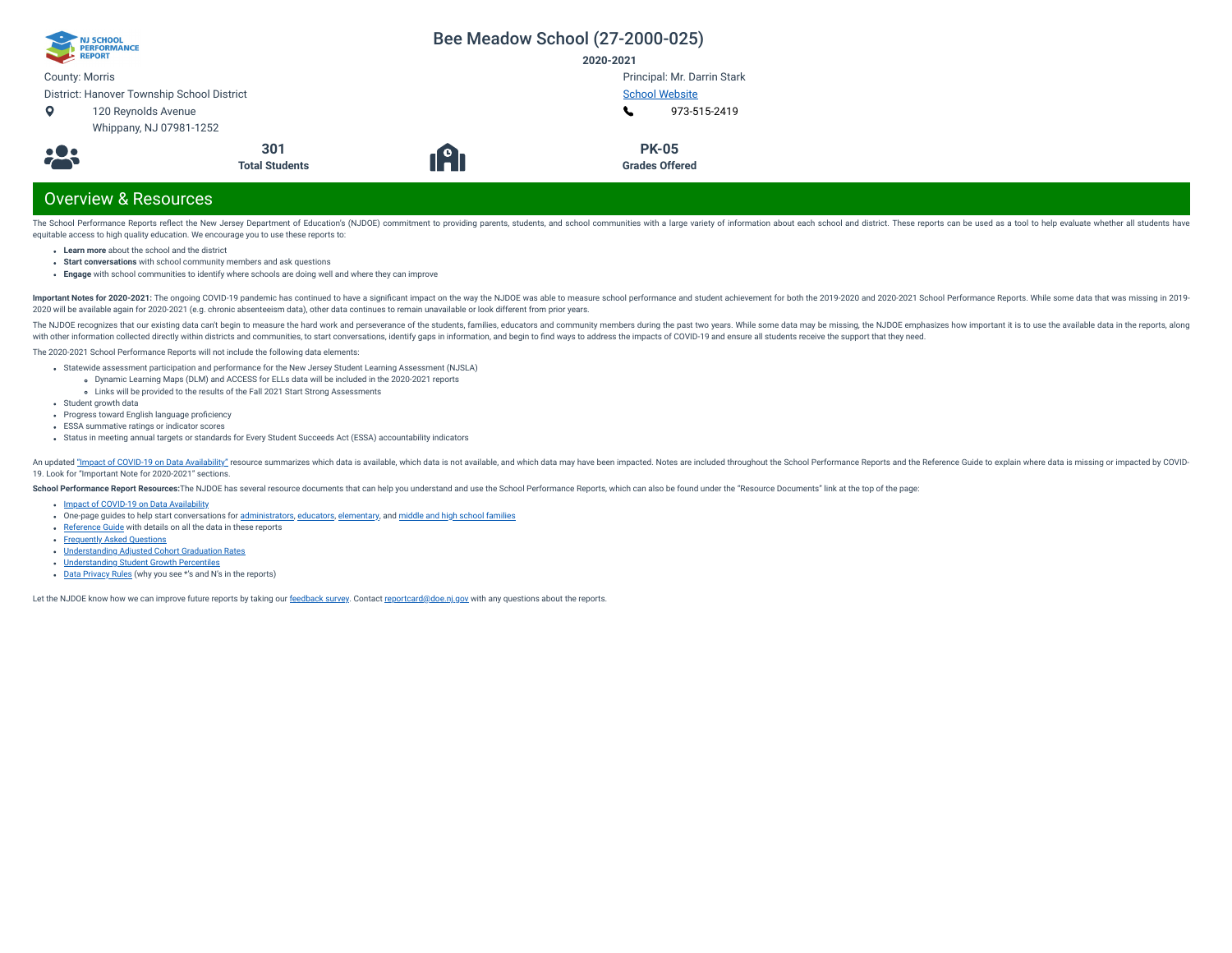# Bee Meadow School (27-2000-025)

**2020-2021**

County: Morris

District: Hanover Township School District

120 Reynolds Avenue
Whippany, NJ 07981-1252

Principal: Mr. Darrin Stark

School Website

973-515-2419

**301**
**Total Students**

**PK-05**
**Grades Offered**

## Overview & Resources

The School Performance Reports reflect the New Jersey Department of Education's (NJDOE) commitment to providing parents, students, and school communities with a large variety of information about each school and district. These reports can be used as a tool to help evaluate whether all students have equitable access to high quality education. We encourage you to use these reports to:

- **Learn more** about the school and the district
- **Start conversations** with school community members and ask questions
- **Engage** with school communities to identify where schools are doing well and where they can improve

**Important Notes for 2020-2021:** The ongoing COVID-19 pandemic has continued to have a significant impact on the way the NJDOE was able to measure school performance and student achievement for both the 2019-2020 and 2020-2021 School Performance Reports. While some data that was missing in 2019-2020 will be available again for 2020-2021 (e.g. chronic absenteeism data), other data continues to remain unavailable or look different from prior years.

The NJDOE recognizes that our existing data can't begin to measure the hard work and perseverance of the students, families, educators and community members during the past two years. While some data may be missing, the NJDOE emphasizes how important it is to use the available data in the reports, along with other information collected directly within districts and communities, to start conversations, identify gaps in information, and begin to find ways to address the impacts of COVID-19 and ensure all students receive the support that they need.

The 2020-2021 School Performance Reports will not include the following data elements:

- Statewide assessment participation and performance for the New Jersey Student Learning Assessment (NJSLA)
    - Dynamic Learning Maps (DLM) and ACCESS for ELLs data will be included in the 2020-2021 reports
    - Links will be provided to the results of the Fall 2021 Start Strong Assessments
- Student growth data
- Progress toward English language proficiency
- ESSA summative ratings or indicator scores
- Status in meeting annual targets or standards for Every Student Succeeds Act (ESSA) accountability indicators

An updated "Impact of COVID-19 on Data Availability" resource summarizes which data is available, which data is not available, and which data may have been impacted. Notes are included throughout the School Performance Reports and the Reference Guide to explain where data is missing or impacted by COVID-19. Look for "Important Note for 2020-2021" sections.

**School Performance Report Resources:** The NJDOE has several resource documents that can help you understand and use the School Performance Reports, which can also be found under the "Resource Documents" link at the top of the page:

- Impact of COVID-19 on Data Availability
- One-page guides to help start conversations for administrators, educators, elementary, and middle and high school families
- Reference Guide with details on all the data in these reports
- Frequently Asked Questions
- Understanding Adjusted Cohort Graduation Rates
- Understanding Student Growth Percentiles
- Data Privacy Rules (why you see *'s and N's in the reports)

Let the NJDOE know how we can improve future reports by taking our feedback survey. Contact reportcard@doe.nj.gov with any questions about the reports.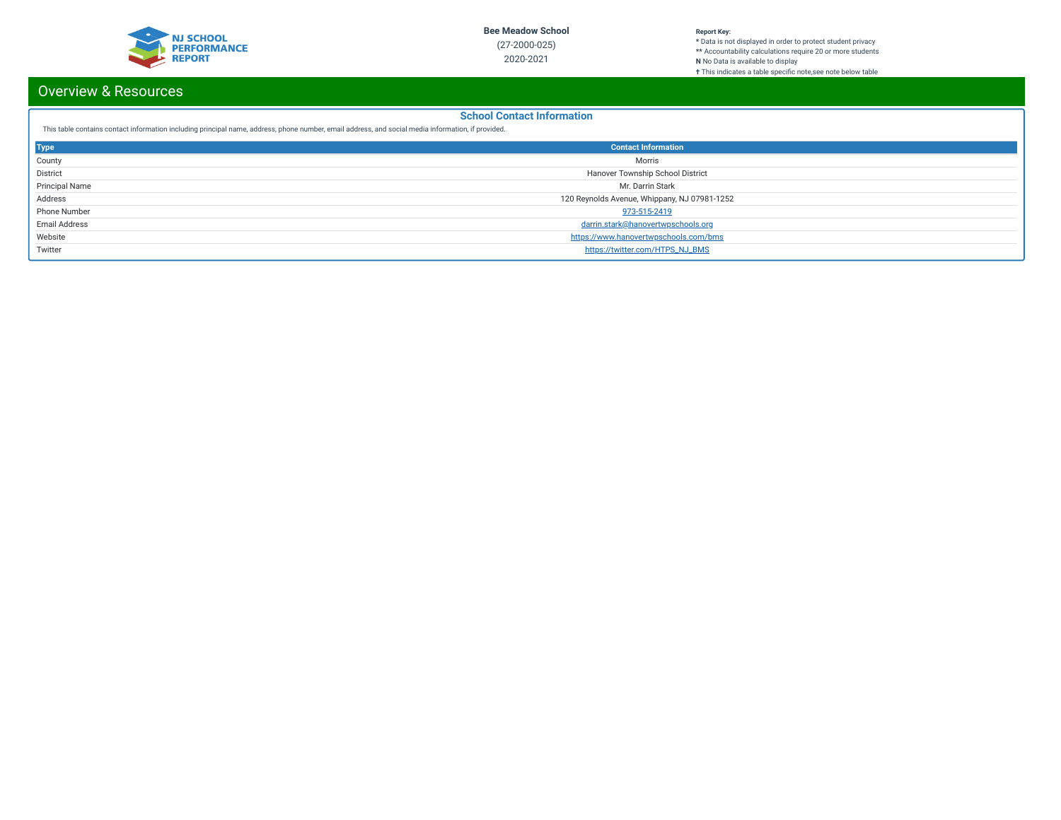**Bee Meadow School**
(27-2000-025)
2020-2021

**Report Key:**
* Data is not displayed in order to protect student privacy
** Accountability calculations require 20 or more students
**N** No Data is available to display
† This indicates a table specific note,see note below table

# Overview & Resources

## School Contact Information

This table contains contact information including principal name, address, phone number, email address, and social media information, if provided.

| Type | Contact Information |
| --- | --- |
| County | Morris |
| District | Hanover Township School District |
| Principal Name | Mr. Darrin Stark |
| Address | 120 Reynolds Avenue, Whippany, NJ 07981-1252 |
| Phone Number | 973-515-2419 |
| Email Address | darrin.stark@hanovertwpschools.org |
| Website | https://www.hanovertwpschools.com/bms |
| Twitter | https://twitter.com/HTPS_NJ_BMS |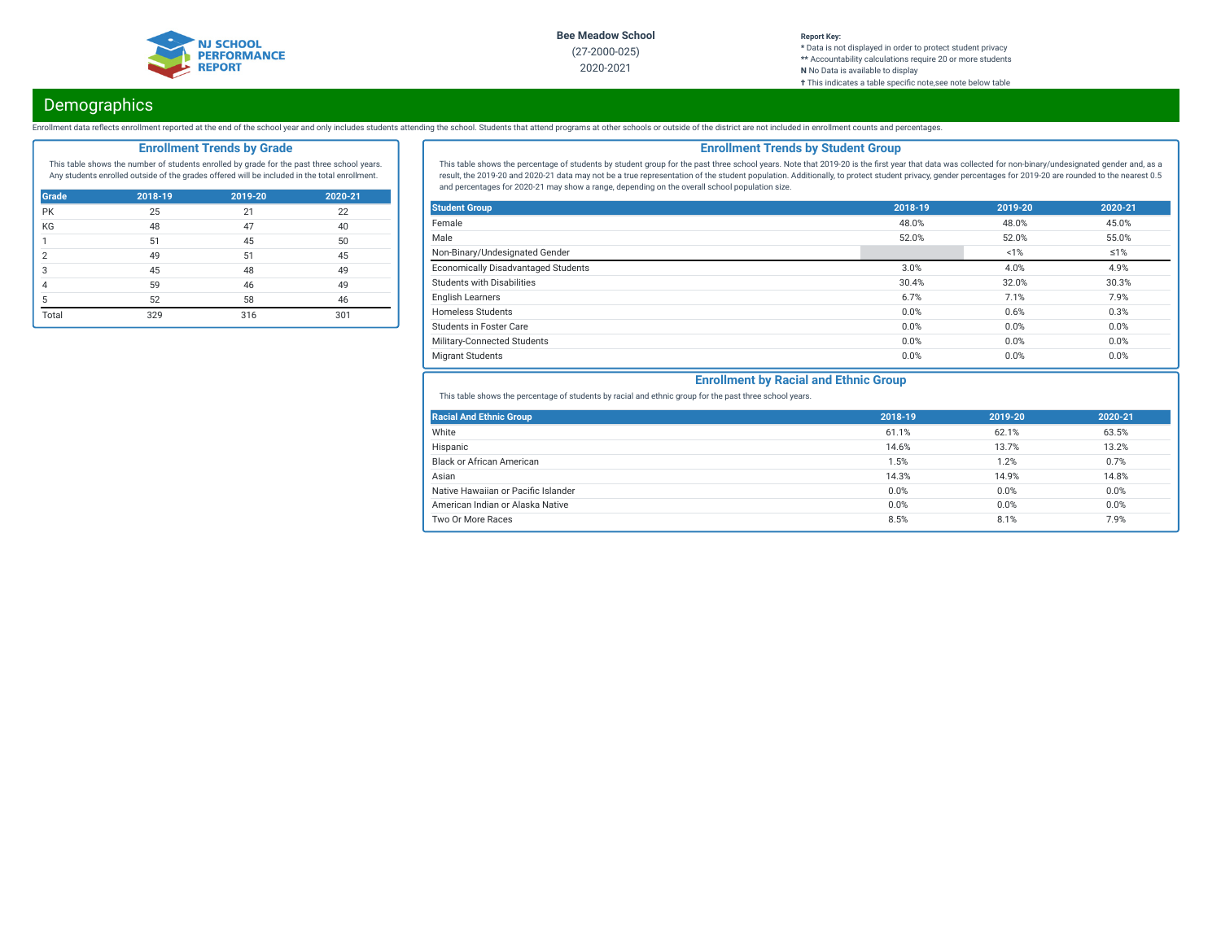Bee Meadow School

(27-2000-025)

2020-2021

**Report Key:**
* Data is not displayed in order to protect student privacy
** Accountability calculations require 20 or more students
**N** No Data is available to display
† This indicates a table specific note,see note below table

# Demographics

Enrollment data reflects enrollment reported at the end of the school year and only includes students attending the school. Students that attend programs at other schools or outside of the district are not included in enrollment counts and percentages.

## Enrollment Trends by Grade

This table shows the number of students enrolled by grade for the past three school years. Any students enrolled outside of the grades offered will be included in the total enrollment.

| Grade | 2018-19 | 2019-20 | 2020-21 |
|---|---|---|---|
| PK | 25 | 21 | 22 |
| KG | 48 | 47 | 40 |
| 1 | 51 | 45 | 50 |
| 2 | 49 | 51 | 45 |
| 3 | 45 | 48 | 49 |
| 4 | 59 | 46 | 49 |
| 5 | 52 | 58 | 46 |
| Total | 329 | 316 | 301 |

## Enrollment Trends by Student Group

This table shows the percentage of students by student group for the past three school years. Note that 2019-20 is the first year that data was collected for non-binary/undesignated gender and, as a result, the 2019-20 and 2020-21 data may not be a true representation of the student population. Additionally, to protect student privacy, gender percentages for 2019-20 are rounded to the nearest 0.5 and percentages for 2020-21 may show a range, depending on the overall school population size.

| Student Group | 2018-19 | 2019-20 | 2020-21 |
|---|---|---|---|
| Female | 48.0% | 48.0% | 45.0% |
| Male | 52.0% | 52.0% | 55.0% |
| Non-Binary/Undesignated Gender | | <1% | ≤1% |
| Economically Disadvantaged Students | 3.0% | 4.0% | 4.9% |
| Students with Disabilities | 30.4% | 32.0% | 30.3% |
| English Learners | 6.7% | 7.1% | 7.9% |
| Homeless Students | 0.0% | 0.6% | 0.3% |
| Students in Foster Care | 0.0% | 0.0% | 0.0% |
| Military-Connected Students | 0.0% | 0.0% | 0.0% |
| Migrant Students | 0.0% | 0.0% | 0.0% |

## Enrollment by Racial and Ethnic Group

This table shows the percentage of students by racial and ethnic group for the past three school years.

| Racial And Ethnic Group | 2018-19 | 2019-20 | 2020-21 |
|---|---|---|---|
| White | 61.1% | 62.1% | 63.5% |
| Hispanic | 14.6% | 13.7% | 13.2% |
| Black or African American | 1.5% | 1.2% | 0.7% |
| Asian | 14.3% | 14.9% | 14.8% |
| Native Hawaiian or Pacific Islander | 0.0% | 0.0% | 0.0% |
| American Indian or Alaska Native | 0.0% | 0.0% | 0.0% |
| Two Or More Races | 8.5% | 8.1% | 7.9% |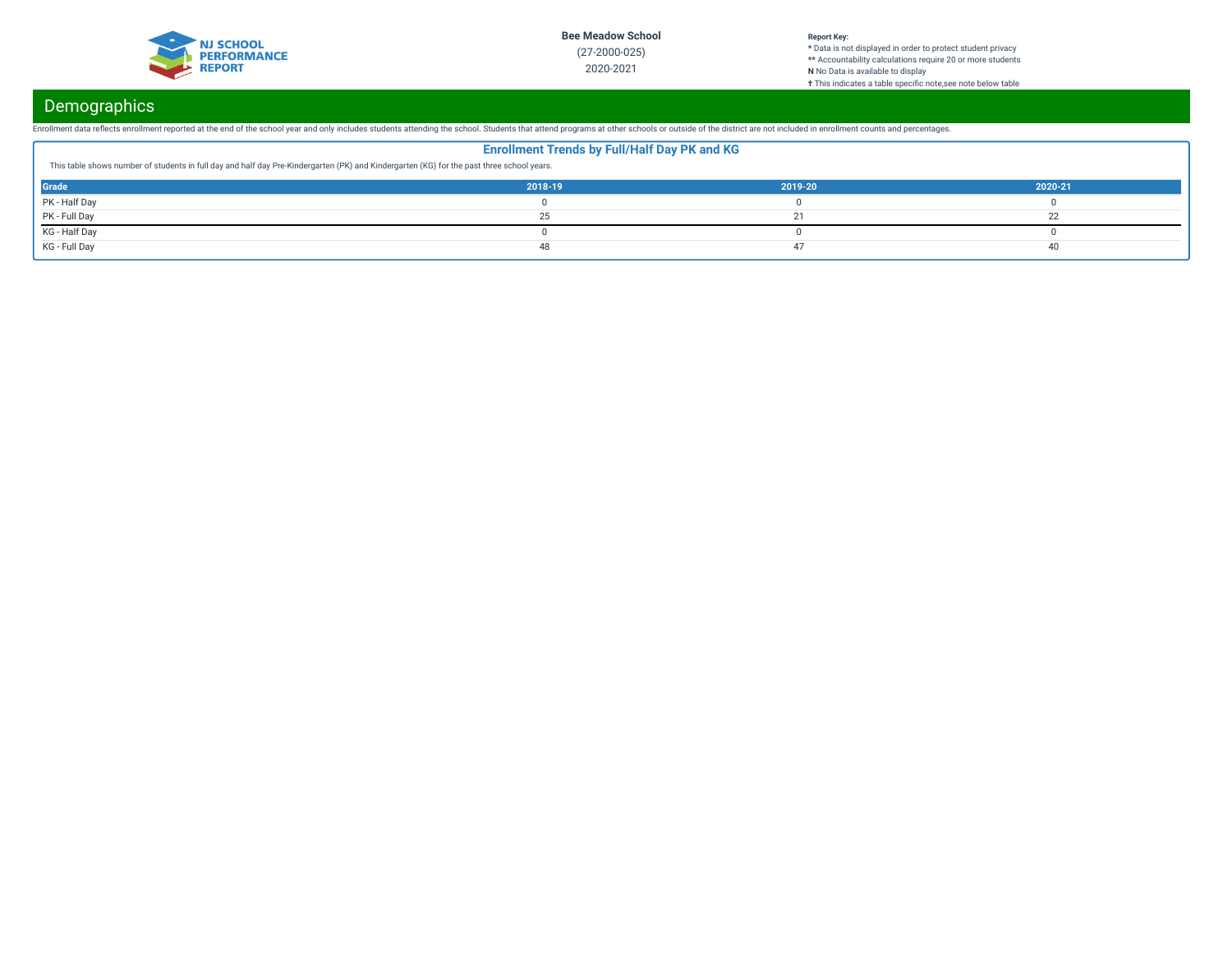## Demographics

Enrollment data reflects enrollment reported at the end of the school year and only includes students attending the school. Students that attend programs at other schools or outside of the district are not included in enrollment counts and percentages.

### Enrollment Trends by Full/Half Day PK and KG

This table shows number of students in full day and half day Pre-Kindergarten (PK) and Kindergarten (KG) for the past three school years.

| Grade | 2018-19 | 2019-20 | 2020-21 |
|---|---|---|---|
| PK - Half Day | 0 | 0 | 0 |
| PK - Full Day | 25 | 21 | 22 |
| KG - Half Day | 0 | 0 | 0 |
| KG - Full Day | 48 | 47 | 40 |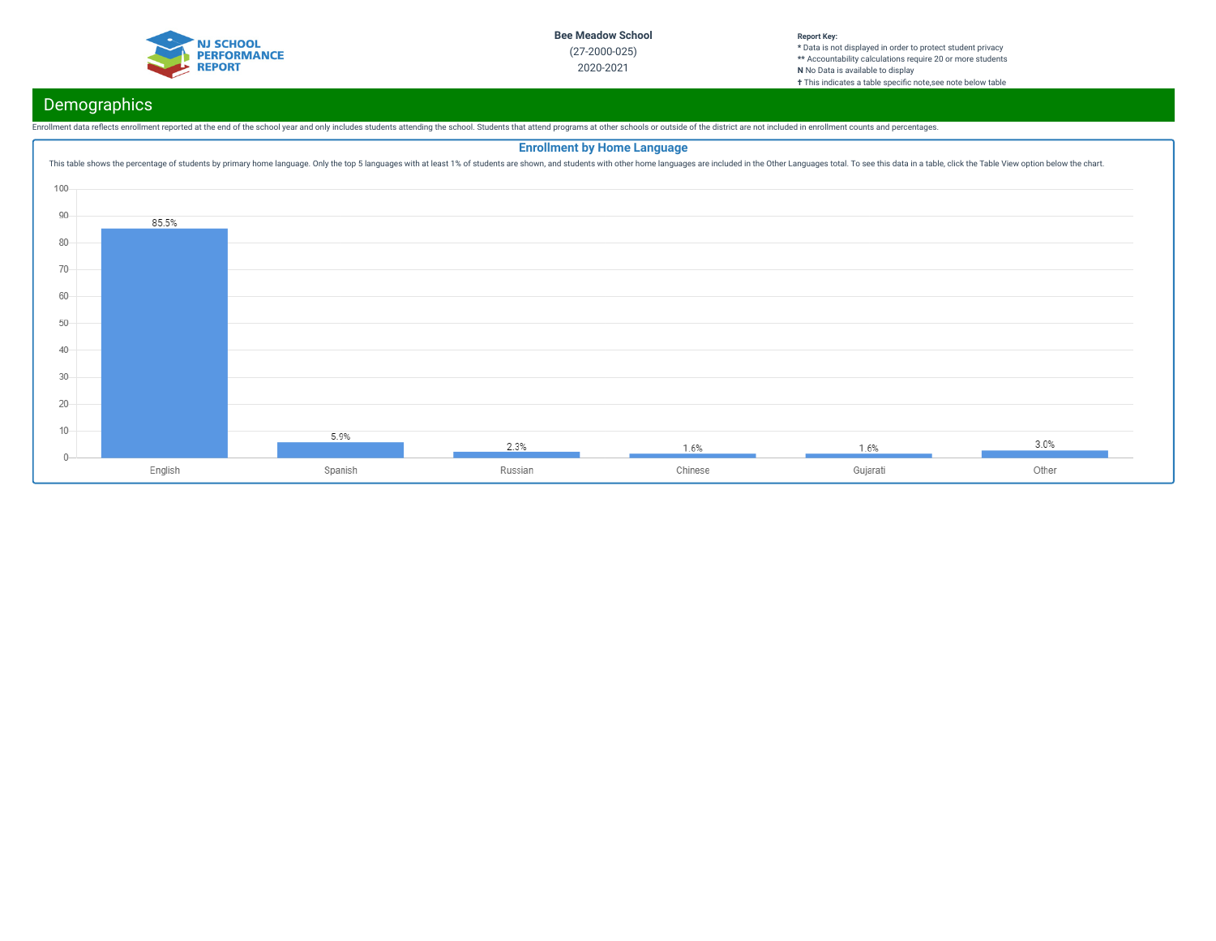Bee Meadow School

(27-2000-025)

2020-2021

**Report Key:**
* Data is not displayed in order to protect student privacy
** Accountability calculations require 20 or more students
**N** No Data is available to display
† This indicates a table specific note,see note below table

## Demographics

Enrollment data reflects enrollment reported at the end of the school year and only includes students attending the school. Students that attend programs at other schools or outside of the district are not included in enrollment counts and percentages.

### Enrollment by Home Language

This table shows the percentage of students by primary home language. Only the top 5 languages with at least 1% of students are shown, and students with other home languages are included in the Other Languages total. To see this data in a table, click the Table View option below the chart.

| Language | Percentage |
| --- | --- |
| English | 85.5% |
| Spanish | 5.9% |
| Russian | 2.3% |
| Chinese | 1.6% |
| Gujarati | 1.6% |
| Other | 3.0% |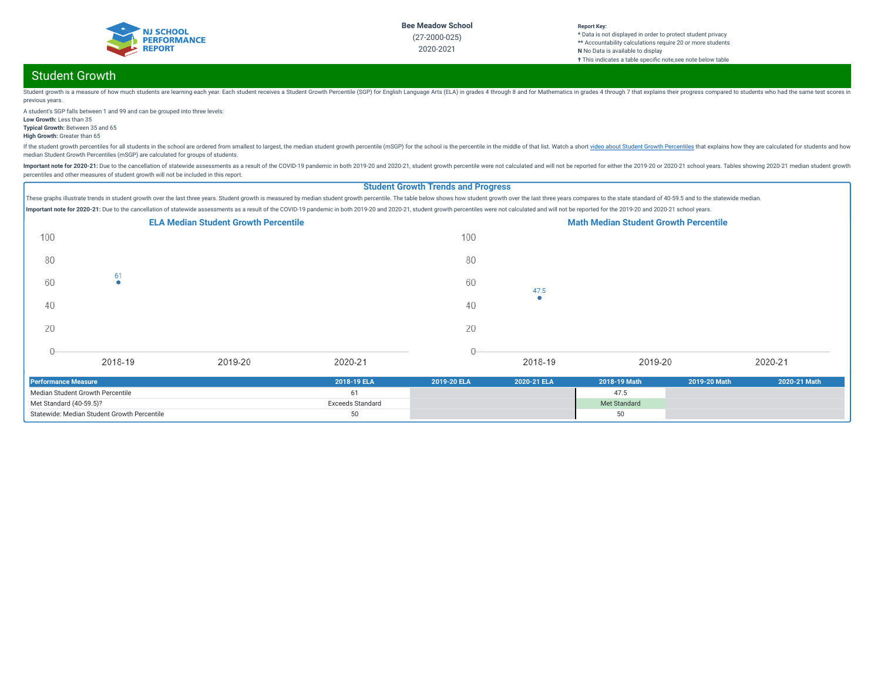# Student Growth

Student growth is a measure of how much students are learning each year. Each student receives a Student Growth Percentile (SGP) for English Language Arts (ELA) in grades 4 through 8 and for Mathematics in grades 4 through 7 that explains their progress compared to students who had the same test scores in previous years.

A student's SGP falls between 1 and 99 and can be grouped into three levels:

**Low Growth:** Less than 35
**Typical Growth:** Between 35 and 65
**High Growth:** Greater than 65

If the student growth percentiles for all students in the school are ordered from smallest to largest, the median student growth percentile (mSGP) for the school is the percentile in the middle of that list. Watch a short video about Student Growth Percentiles that explains how they are calculated for students and how median Student Growth Percentiles (mSGP) are calculated for groups of students.

**Important note for 2020-21:** Due to the cancellation of statewide assessments as a result of the COVID-19 pandemic in both 2019-20 and 2020-21, student growth percentile were not calculated and will not be reported for either the 2019-20 or 2020-21 school years. Tables showing 2020-21 median student growth percentiles and other measures of student growth will not be included in this report.

## Student Growth Trends and Progress

These graphs illustrate trends in student growth over the last three years. Student growth is measured by median student growth percentile. The table below shows how student growth over the last three years compares to the state standard of 40-59.5 and to the statewide median.

**Important note for 2020-21:** Due to the cancellation of statewide assessments as a result of the COVID-19 pandemic in both 2019-20 and 2020-21, student growth percentiles were not calculated and will not be reported for the 2019-20 and 2020-21 school years.

### ELA Median Student Growth Percentile

| Year | Value |
|---|---|
| 2018-19 | 61 |
| 2019-20 | |
| 2020-21 | |

### Math Median Student Growth Percentile

| Year | Value |
|---|---|
| 2018-19 | 47.5 |
| 2019-20 | |
| 2020-21 | |

| Performance Measure | 2018-19 ELA | 2019-20 ELA | 2020-21 ELA | 2018-19 Math | 2019-20 Math | 2020-21 Math |
|---|---|---|---|---|---|---|
| Median Student Growth Percentile | 61 | | | 47.5 | | |
| Met Standard (40-59.5)? | Exceeds Standard | | | Met Standard | | |
| Statewide: Median Student Growth Percentile | 50 | | | 50 | | |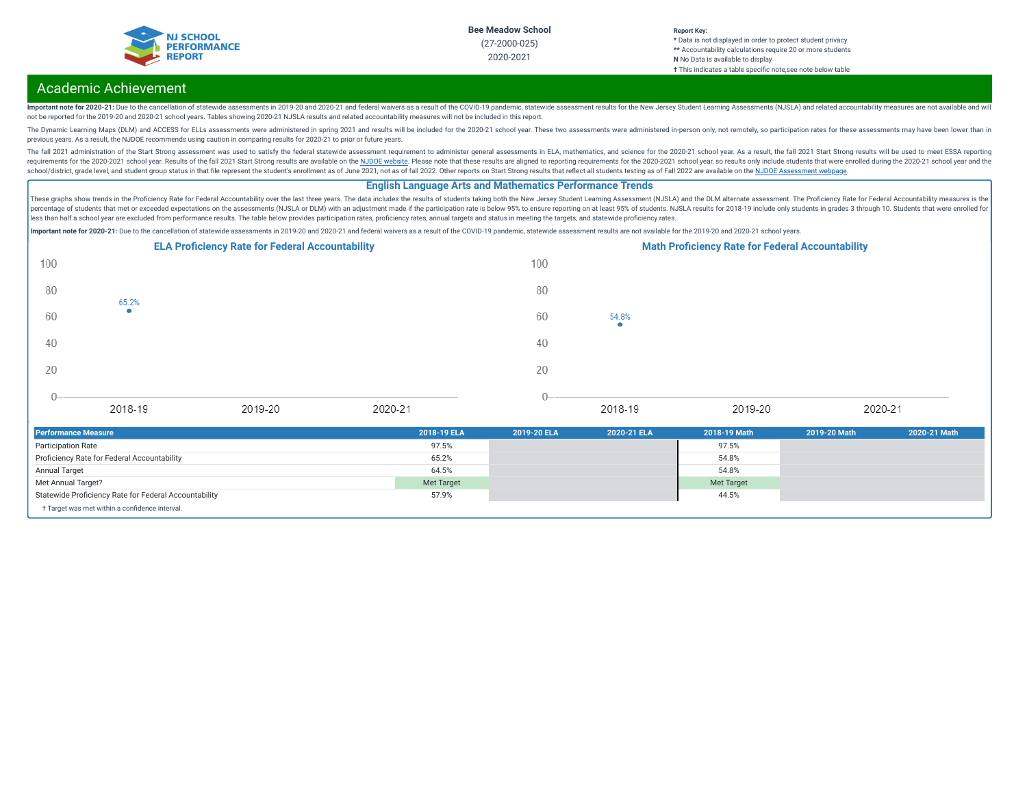NJ SCHOOL PERFORMANCE REPORT

**Bee Meadow School**
(27-2000-025)
2020-2021

**Report Key:**
* Data is not displayed in order to protect student privacy
** Accountability calculations require 20 or more students
**N** No Data is available to display
**†** This indicates a table specific note,see note below table

# Academic Achievement

**Important note for 2020-21:** Due to the cancellation of statewide assessments in 2019-20 and 2020-21 and federal waivers as a result of the COVID-19 pandemic, statewide assessment results for the New Jersey Student Learning Assessments (NJSLA) and related accountability measures are not available and will not be reported for the 2019-20 and 2020-21 school years. Tables showing 2020-21 NJSLA results and related accountability measures will not be included in this report.

The Dynamic Learning Maps (DLM) and ACCESS for ELLs assessments were administered in spring 2021 and results will be included for the 2020-21 school year. These two assessments were administered in-person only, not remotely, so participation rates for these assessments may have been lower than in previous years. As a result, the NJDOE recommends using caution in comparing results for 2020-21 to prior or future years.

The fall 2021 administration of the Start Strong assessment was used to satisfy the federal statewide assessment requirement to administer general assessments in ELA, mathematics, and science for the 2020-21 school year. As a result, the fall 2021 Start Strong results will be used to meet ESSA reporting requirements for the 2020-2021 school year. Results of the fall 2021 Start Strong results are available on the NJDOE website. Please note that these results are aligned to reporting requirements for the 2020-2021 school year, so results only include students that were enrolled during the 2020-21 school year and the school/district, grade level, and student group status in that file represent the student's enrollment as of June 2021, not as of fall 2022. Other reports on Start Strong results that reflect all students testing as of Fall 2022 are available on the NJDOE Assessment webpage.

## English Language Arts and Mathematics Performance Trends

These graphs show trends in the Proficiency Rate for Federal Accountability over the last three years. The data includes the results of students taking both the New Jersey Student Learning Assessment (NJSLA) and the DLM alternate assessment. The Proficiency Rate for Federal Accountability measures is the percentage of students that met or exceeded expectations on the assessments (NJSLA or DLM) with an adjustment made if the participation rate is below 95% to ensure reporting on at least 95% of students. NJSLA results for 2018-19 include only students in grades 3 through 10. Students that were enrolled for less than half a school year are excluded from performance results. The table below provides participation rates, proficiency rates, annual targets and status in meeting the targets, and statewide proficiency rates.

**Important note for 2020-21:** Due to the cancellation of statewide assessments in 2019-20 and 2020-21 and federal waivers as a result of the COVID-19 pandemic, statewide assessment results are not available for the 2019-20 and 2020-21 school years.

### ELA Proficiency Rate for Federal Accountability

| Year | Rate |
|---|---|
| 2018-19 | 65.2% |
| 2019-20 | |
| 2020-21 | |

### Math Proficiency Rate for Federal Accountability

| Year | Rate |
|---|---|
| 2018-19 | 54.8% |
| 2019-20 | |
| 2020-21 | |

| Performance Measure | 2018-19 ELA | 2019-20 ELA | 2020-21 ELA | 2018-19 Math | 2019-20 Math | 2020-21 Math |
|---|---|---|---|---|---|---|
| Participation Rate | 97.5% | | | 97.5% | | |
| Proficiency Rate for Federal Accountability | 65.2% | | | 54.8% | | |
| Annual Target | 64.5% | | | 54.8% | | |
| Met Annual Target? | Met Target | | | Met Target | | |
| Statewide Proficiency Rate for Federal Accountability | 57.9% | | | 44.5% | | |

† Target was met within a confidence interval.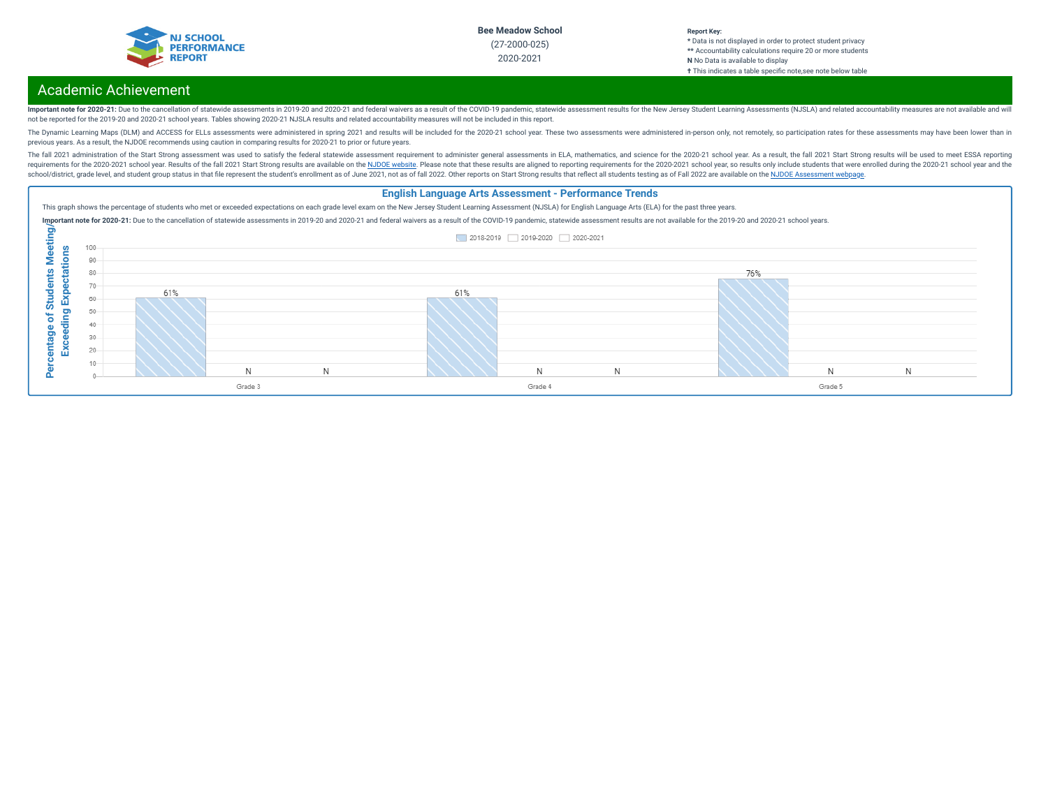Bee Meadow School
(27-2000-025)
2020-2021

**Report Key:**
* Data is not displayed in order to protect student privacy
** Accountability calculations require 20 or more students
**N** No Data is available to display
† This indicates a table specific note,see note below table

## Academic Achievement

**Important note for 2020-21:** Due to the cancellation of statewide assessments in 2019-20 and 2020-21 and federal waivers as a result of the COVID-19 pandemic, statewide assessment results for the New Jersey Student Learning Assessments (NJSLA) and related accountability measures are not available and will not be reported for the 2019-20 and 2020-21 school years. Tables showing 2020-21 NJSLA results and related accountability measures will not be included in this report.

The Dynamic Learning Maps (DLM) and ACCESS for ELLs assessments were administered in spring 2021 and results will be included for the 2020-21 school year. These two assessments were administered in-person only, not remotely, so participation rates for these assessments may have been lower than in previous years. As a result, the NJDOE recommends using caution in comparing results for 2020-21 to prior or future years.

The fall 2021 administration of the Start Strong assessment was used to satisfy the federal statewide assessment requirement to administer general assessments in ELA, mathematics, and science for the 2020-21 school year. As a result, the fall 2021 Start Strong results will be used to meet ESSA reporting requirements for the 2020-2021 school year. Results of the fall 2021 Start Strong results are available on the NJDOE website. Please note that these results are aligned to reporting requirements for the 2020-2021 school year, so results only include students that were enrolled during the 2020-21 school year and the school/district, grade level, and student group status in that file represent the student's enrollment as of June 2021, not as of fall 2022. Other reports on Start Strong results that reflect all students testing as of Fall 2022 are available on the NJDOE Assessment webpage.

### English Language Arts Assessment - Performance Trends

This graph shows the percentage of students who met or exceeded expectations on each grade level exam on the New Jersey Student Learning Assessment (NJSLA) for English Language Arts (ELA) for the past three years.

**Important note for 2020-21:** Due to the cancellation of statewide assessments in 2019-20 and 2020-21 and federal waivers as a result of the COVID-19 pandemic, statewide assessment results are not available for the 2019-20 and 2020-21 school years.

Percentage of Students Meeting/Exceeding Expectations

| Grade | 2018-2019 | 2019-2020 | 2020-2021 |
|---|---|---|---|
| Grade 3 | 61% | N | N |
| Grade 4 | 61% | N | N |
| Grade 5 | 76% | N | N |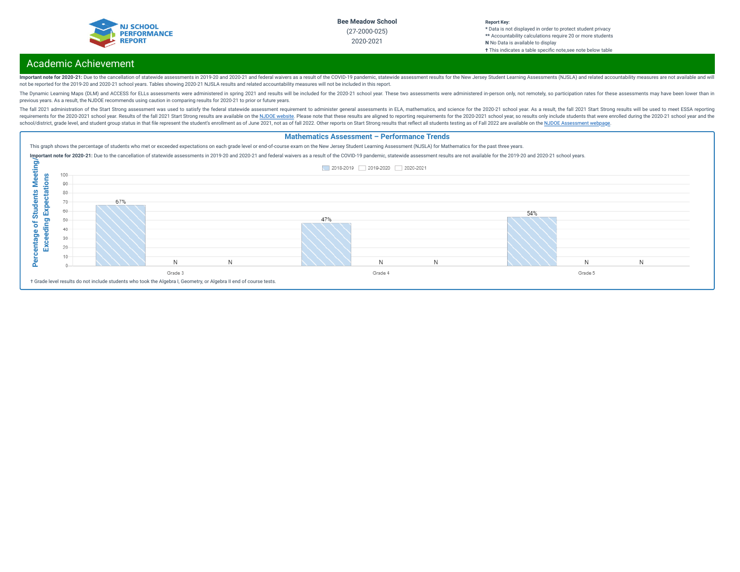Bee Meadow School

(27-2000-025)

2020-2021

**Report Key:**
* Data is not displayed in order to protect student privacy
** Accountability calculations require 20 or more students
**N** No Data is available to display
**†** This indicates a table specific note,see note below table

## Academic Achievement

**Important note for 2020-21:** Due to the cancellation of statewide assessments in 2019-20 and 2020-21 and federal waivers as a result of the COVID-19 pandemic, statewide assessment results for the New Jersey Student Learning Assessments (NJSLA) and related accountability measures are not available and will not be reported for the 2019-20 and 2020-21 school years. Tables showing 2020-21 NJSLA results and related accountability measures will not be included in this report.

The Dynamic Learning Maps (DLM) and ACCESS for ELLs assessments were administered in spring 2021 and results will be included for the 2020-21 school year. These two assessments were administered in-person only, not remotely, so participation rates for these assessments may have been lower than in previous years. As a result, the NJDOE recommends using caution in comparing results for 2020-21 to prior or future years.

The fall 2021 administration of the Start Strong assessment was used to satisfy the federal statewide assessment requirement to administer general assessments in ELA, mathematics, and science for the 2020-21 school year. As a result, the fall 2021 Start Strong results will be used to meet ESSA reporting requirements for the 2020-2021 school year. Results of the fall 2021 Start Strong results are available on the NJDOE website. Please note that these results are aligned to reporting requirements for the 2020-2021 school year, so results only include students that were enrolled during the 2020-21 school year and the school/district, grade level, and student group status in that file represent the student's enrollment as of June 2021, not as of fall 2022. Other reports on Start Strong results that reflect all students testing as of Fall 2022 are available on the NJDOE Assessment webpage.

### Mathematics Assessment – Performance Trends

This graph shows the percentage of students who met or exceeded expectations on each grade level or end-of-course exam on the New Jersey Student Learning Assessment (NJSLA) for Mathematics for the past three years.

**Important note for 2020-21:** Due to the cancellation of statewide assessments in 2019-20 and 2020-21 and federal waivers as a result of the COVID-19 pandemic, statewide assessment results are not available for the 2019-20 and 2020-21 school years.

Percentage of Students Meeting/Exceeding Expectations

| Grade | 2018-2019 | 2019-2020 | 2020-2021 |
|---|---|---|---|
| Grade 3 | 67% | N | N |
| Grade 4 | 47% | N | N |
| Grade 5 | 54% | N | N |

† Grade level results do not include students who took the Algebra I, Geometry, or Algebra II end of course tests.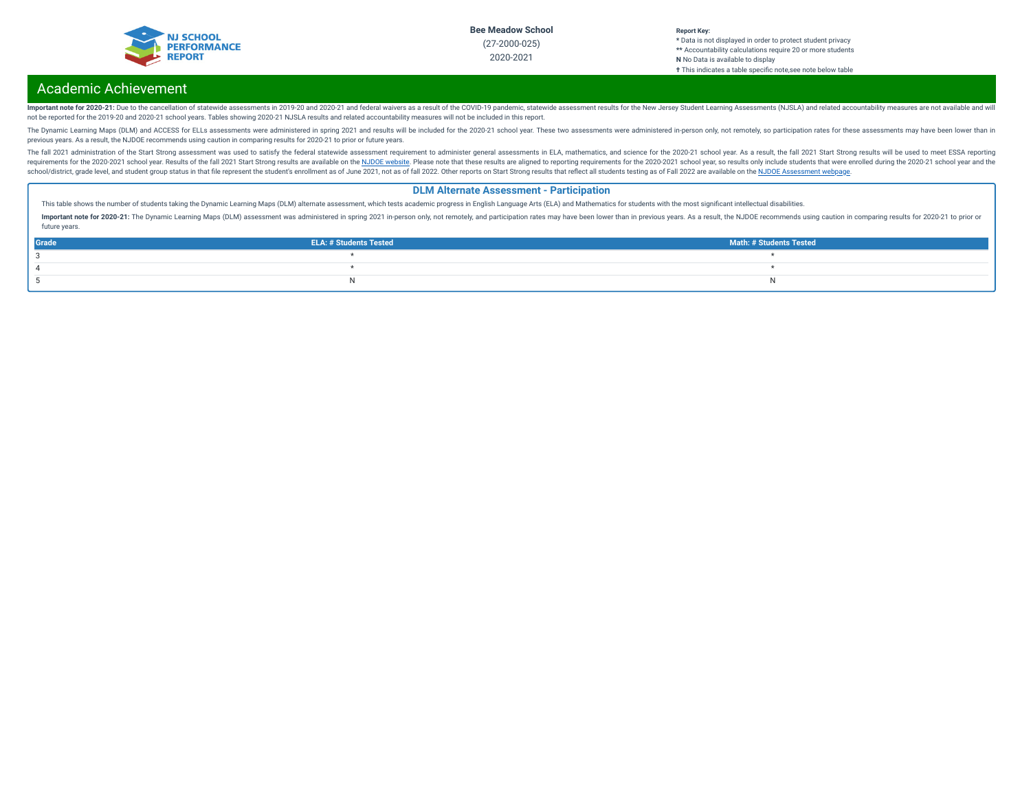Bee Meadow School

(27-2000-025)

2020-2021

Report Key:
* Data is not displayed in order to protect student privacy
** Accountability calculations require 20 or more students
N No Data is available to display
† This indicates a table specific note,see note below table

# Academic Achievement

**Important note for 2020-21:** Due to the cancellation of statewide assessments in 2019-20 and 2020-21 and federal waivers as a result of the COVID-19 pandemic, statewide assessment results for the New Jersey Student Learning Assessments (NJSLA) and related accountability measures are not available and will not be reported for the 2019-20 and 2020-21 school years. Tables showing 2020-21 NJSLA results and related accountability measures will not be included in this report.

The Dynamic Learning Maps (DLM) and ACCESS for ELLs assessments were administered in spring 2021 and results will be included for the 2020-21 school year. These two assessments were administered in-person only, not remotely, so participation rates for these assessments may have been lower than in previous years. As a result, the NJDOE recommends using caution in comparing results for 2020-21 to prior or future years.

The fall 2021 administration of the Start Strong assessment was used to satisfy the federal statewide assessment requirement to administer general assessments in ELA, mathematics, and science for the 2020-21 school year. As a result, the fall 2021 Start Strong results will be used to meet ESSA reporting requirements for the 2020-2021 school year. Results of the fall 2021 Start Strong results are available on the NJDOE website. Please note that these results are aligned to reporting requirements for the 2020-2021 school year, so results only include students that were enrolled during the 2020-21 school year and the school/district, grade level, and student group status in that file represent the student's enrollment as of June 2021, not as of fall 2022. Other reports on Start Strong results that reflect all students testing as of Fall 2022 are available on the NJDOE Assessment webpage.

## DLM Alternate Assessment - Participation

This table shows the number of students taking the Dynamic Learning Maps (DLM) alternate assessment, which tests academic progress in English Language Arts (ELA) and Mathematics for students with the most significant intellectual disabilities.

**Important note for 2020-21:** The Dynamic Learning Maps (DLM) assessment was administered in spring 2021 in-person only, not remotely, and participation rates may have been lower than in previous years. As a result, the NJDOE recommends using caution in comparing results for 2020-21 to prior or future years.

| Grade | ELA: # Students Tested | Math: # Students Tested |
|---|---|---|
| 3 | * | * |
| 4 | * | * |
| 5 | N | N |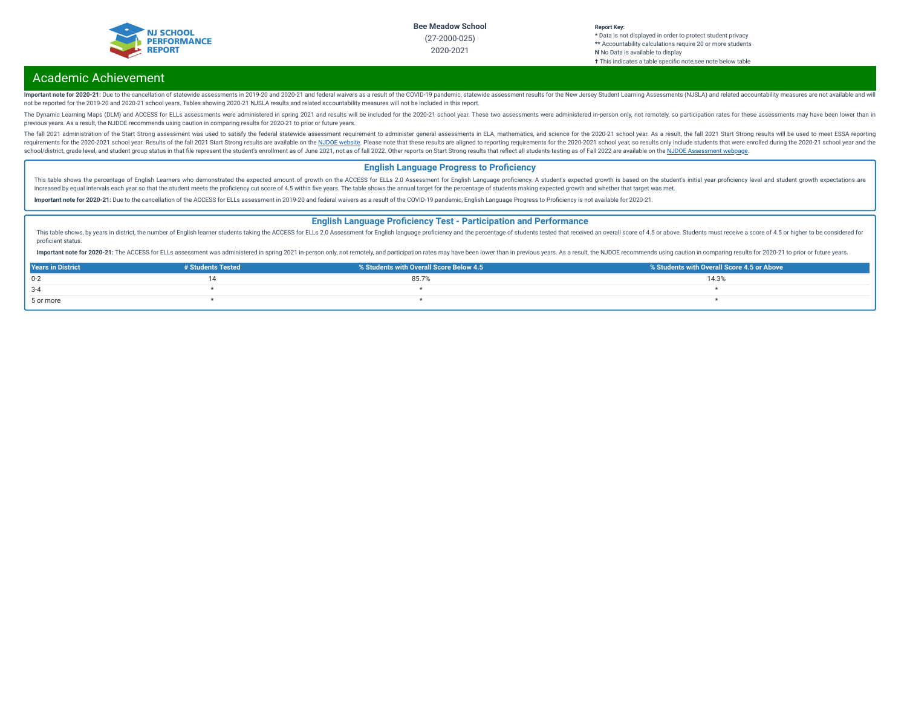# Academic Achievement

**Important note for 2020-21:** Due to the cancellation of statewide assessments in 2019-20 and 2020-21 and federal waivers as a result of the COVID-19 pandemic, statewide assessment results for the New Jersey Student Learning Assessments (NJSLA) and related accountability measures are not available and will not be reported for the 2019-20 and 2020-21 school years. Tables showing 2020-21 NJSLA results and related accountability measures will not be included in this report.

The Dynamic Learning Maps (DLM) and ACCESS for ELLs assessments were administered in spring 2021 and results will be included for the 2020-21 school year. These two assessments were administered in-person only, not remotely, so participation rates for these assessments may have been lower than in previous years. As a result, the NJDOE recommends using caution in comparing results for 2020-21 to prior or future years.

The fall 2021 administration of the Start Strong assessment was used to satisfy the federal statewide assessment requirement to administer general assessments in ELA, mathematics, and science for the 2020-21 school year. As a result, the fall 2021 Start Strong results will be used to meet ESSA reporting requirements for the 2020-2021 school year. Results of the fall 2021 Start Strong results are available on the NJDOE website. Please note that these results are aligned to reporting requirements for the 2020-2021 school year, so results only include students that were enrolled during the 2020-21 school year and the school/district, grade level, and student group status in that file represent the student's enrollment as of June 2021, not as of fall 2022. Other reports on Start Strong results that reflect all students testing as of Fall 2022 are available on the NJDOE Assessment webpage.

## English Language Progress to Proficiency

This table shows the percentage of English Learners who demonstrated the expected amount of growth on the ACCESS for ELLs 2.0 Assessment for English Language proficiency. A student's expected growth is based on the student's initial year proficiency level and student growth expectations are increased by equal intervals each year so that the student meets the proficiency cut score of 4.5 within five years. The table shows the annual target for the percentage of students making expected growth and whether that target was met.

**Important note for 2020-21:** Due to the cancellation of the ACCESS for ELLs assessment in 2019-20 and federal waivers as a result of the COVID-19 pandemic, English Language Progress to Proficiency is not available for 2020-21.

## English Language Proficiency Test - Participation and Performance

This table shows, by years in district, the number of English learner students taking the ACCESS for ELLs 2.0 Assessment for English language proficiency and the percentage of students tested that received an overall score of 4.5 or above. Students must receive a score of 4.5 or higher to be considered for proficient status.

**Important note for 2020-21:** The ACCESS for ELLs assessment was administered in spring 2021 in-person only, not remotely, and participation rates may have been lower than in previous years. As a result, the NJDOE recommends using caution in comparing results for 2020-21 to prior or future years.

| Years in District | # Students Tested | % Students with Overall Score Below 4.5 | % Students with Overall Score 4.5 or Above |
|---|---|---|---|
| 0-2 | 14 | 85.7% | 14.3% |
| 3-4 | * | * | * |
| 5 or more | * | * | * |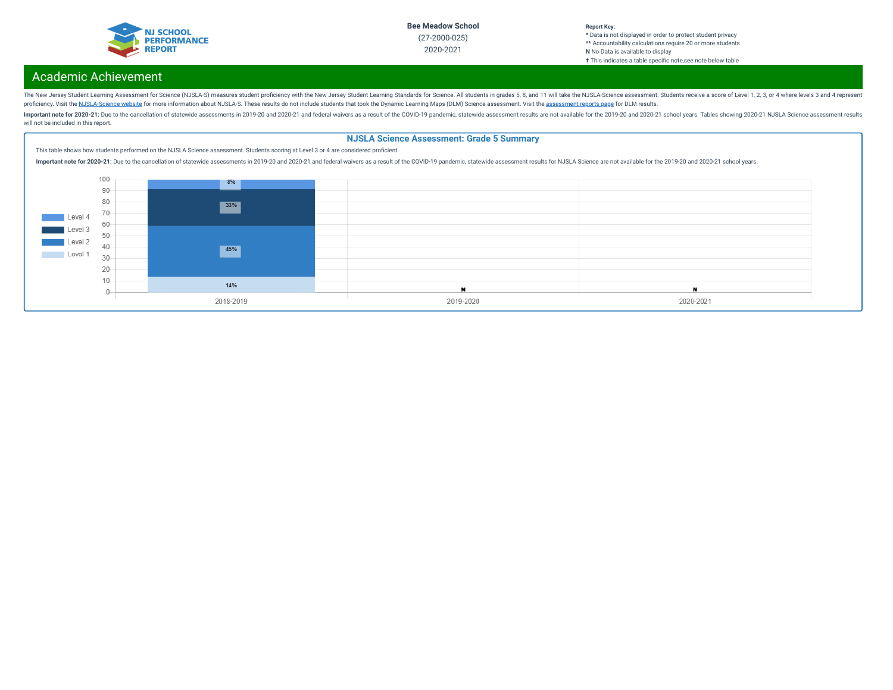Bee Meadow School
(27-2000-025)
2020-2021

**Report Key:**
\* Data is not displayed in order to protect student privacy
\*\* Accountability calculations require 20 or more students
**N** No Data is available to display
† This indicates a table specific note,see note below table

## Academic Achievement

The New Jersey Student Learning Assessment for Science (NJSLA-S) measures student proficiency with the New Jersey Student Learning Standards for Science. All students in grades 5, 8, and 11 will take the NJSLA-Science assessment. Students receive a score of Level 1, 2, 3, or 4 where levels 3 and 4 represent proficiency. Visit the NJSLA-Science website for more information about NJSLA-S. These results do not include students that took the Dynamic Learning Maps (DLM) Science assessment. Visit the assessment reports page for DLM results.

**Important note for 2020-21:** Due to the cancellation of statewide assessments in 2019-20 and 2020-21 and federal waivers as a result of the COVID-19 pandemic, statewide assessment results are not available for the 2019-20 and 2020-21 school years. Tables showing 2020-21 NJSLA Science assessment results will not be included in this report.

### NJSLA Science Assessment: Grade 5 Summary

This table shows how students performed on the NJSLA Science assessment. Students scoring at Level 3 or 4 are considered proficient.

**Important note for 2020-21:** Due to the cancellation of statewide assessments in 2019-20 and 2020-21 and federal waivers as a result of the COVID-19 pandemic, statewide assessment results for NJSLA Science are not available for the 2019-20 and 2020-21 school years.

| | 2018-2019 | 2019-2020 | 2020-2021 |
|---|---|---|---|
| Level 4 | 8% | N | N |
| Level 3 | 33% | N | N |
| Level 2 | 45% | N | N |
| Level 1 | 14% | N | N |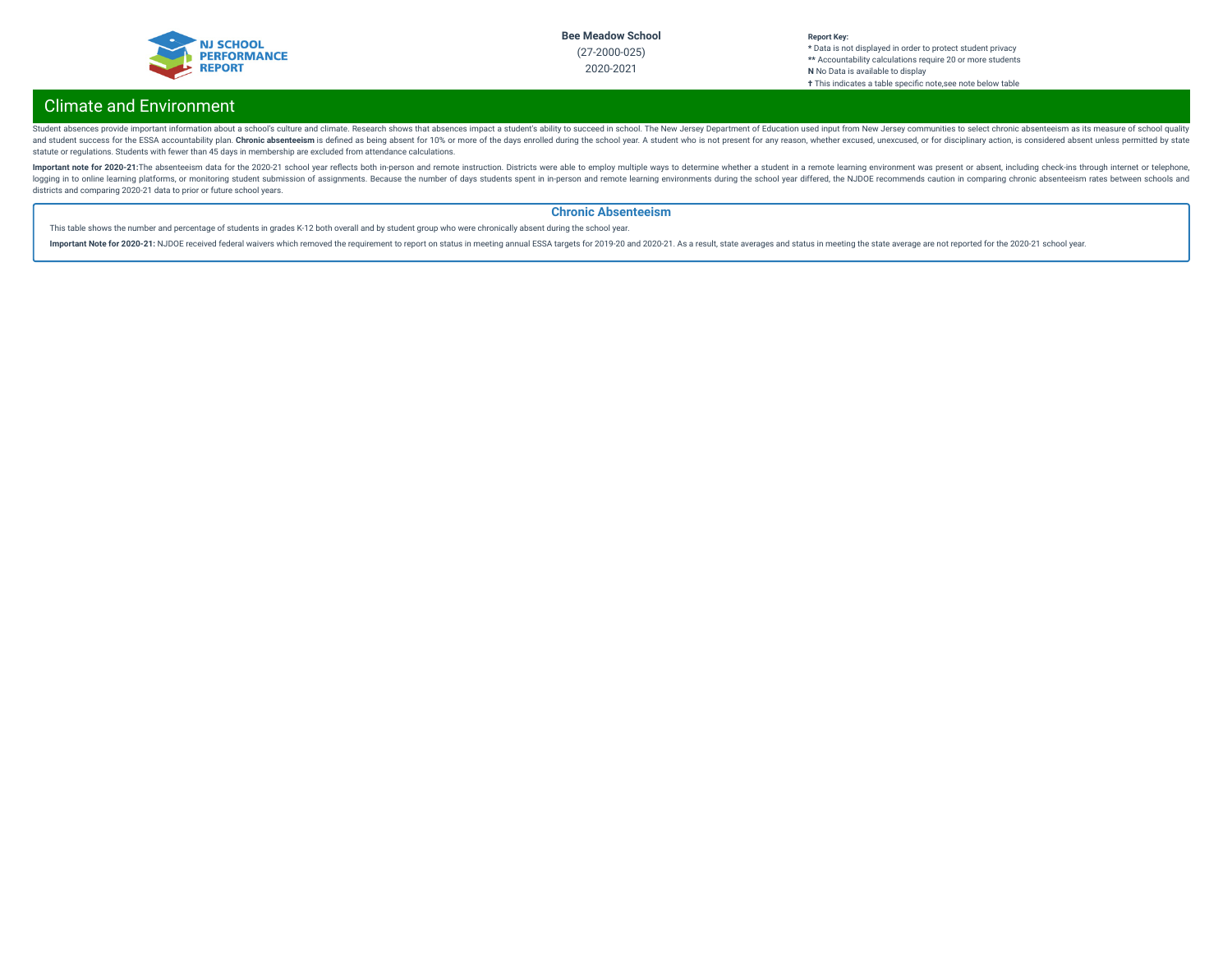## Climate and Environment

Student absences provide important information about a school's culture and climate. Research shows that absences impact a student's ability to succeed in school. The New Jersey Department of Education used input from New Jersey communities to select chronic absenteeism as its measure of school quality and student success for the ESSA accountability plan. **Chronic absenteeism** is defined as being absent for 10% or more of the days enrolled during the school year. A student who is not present for any reason, whether excused, unexcused, or for disciplinary action, is considered absent unless permitted by state statute or regulations. Students with fewer than 45 days in membership are excluded from attendance calculations.

**Important note for 2020-21:** The absenteeism data for the 2020-21 school year reflects both in-person and remote instruction. Districts were able to employ multiple ways to determine whether a student in a remote learning environment was present or absent, including check-ins through internet or telephone, logging in to online learning platforms, or monitoring student submission of assignments. Because the number of days students spent in in-person and remote learning environments during the school year differed, the NJDOE recommends caution in comparing chronic absenteeism rates between schools and districts and comparing 2020-21 data to prior or future school years.

### Chronic Absenteeism

This table shows the number and percentage of students in grades K-12 both overall and by student group who were chronically absent during the school year.

**Important Note for 2020-21:** NJDOE received federal waivers which removed the requirement to report on status in meeting annual ESSA targets for 2019-20 and 2020-21. As a result, state averages and status in meeting the state average are not reported for the 2020-21 school year.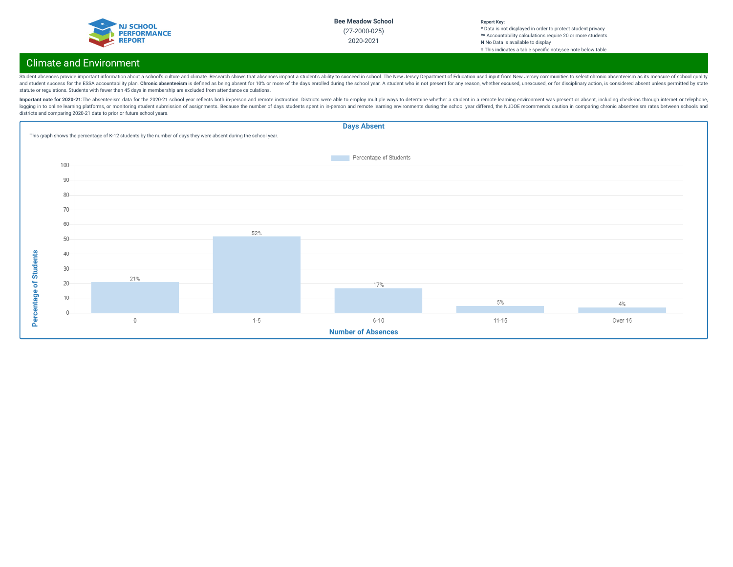Bee Meadow School

(27-2000-025)

2020-2021

**Report Key:**
* Data is not displayed in order to protect student privacy
** Accountability calculations require 20 or more students
**N** No Data is available to display
† This indicates a table specific note,see note below table

## Climate and Environment

Student absences provide important information about a school's culture and climate. Research shows that absences impact a student's ability to succeed in school. The New Jersey Department of Education used input from New Jersey communities to select chronic absenteeism as its measure of school quality and student success for the ESSA accountability plan. **Chronic absenteeism** is defined as being absent for 10% or more of the days enrolled during the school year. A student who is not present for any reason, whether excused, unexcused, or for disciplinary action, is considered absent unless permitted by state statute or regulations. Students with fewer than 45 days in membership are excluded from attendance calculations.

**Important note for 2020-21:** The absenteeism data for the 2020-21 school year reflects both in-person and remote instruction. Districts were able to employ multiple ways to determine whether a student in a remote learning environment was present or absent, including check-ins through internet or telephone, logging in to online learning platforms, or monitoring student submission of assignments. Because the number of days students spent in in-person and remote learning environments during the school year differed, the NJDOE recommends caution in comparing chronic absenteeism rates between schools and districts and comparing 2020-21 data to prior or future school years.

### Days Absent

This graph shows the percentage of K-12 students by the number of days they were absent during the school year.

| Number of Absences | Percentage of Students |
|---|---|
| 0 | 21% |
| 1-5 | 52% |
| 6-10 | 17% |
| 11-15 | 5% |
| Over 15 | 4% |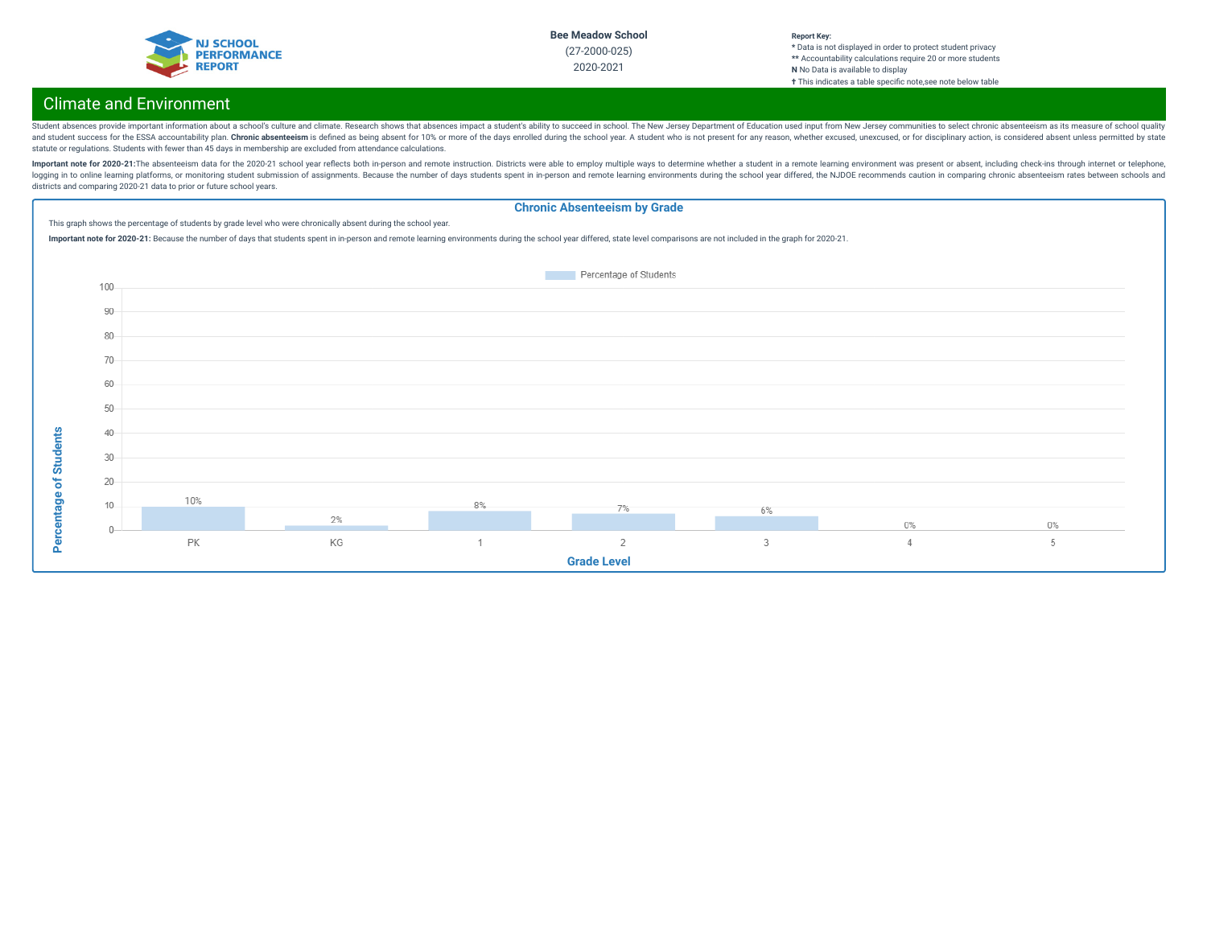**Bee Meadow School**
(27-2000-025)
2020-2021

**Report Key:**
* Data is not displayed in order to protect student privacy
** Accountability calculations require 20 or more students
**N** No Data is available to display
† This indicates a table specific note,see note below table

## Climate and Environment

Student absences provide important information about a school's culture and climate. Research shows that absences impact a student's ability to succeed in school. The New Jersey Department of Education used input from New Jersey communities to select chronic absenteeism as its measure of school quality and student success for the ESSA accountability plan. **Chronic absenteeism** is defined as being absent for 10% or more of the days enrolled during the school year. A student who is not present for any reason, whether excused, unexcused, or for disciplinary action, is considered absent unless permitted by state statute or regulations. Students with fewer than 45 days in membership are excluded from attendance calculations.

**Important note for 2020-21:**The absenteeism data for the 2020-21 school year reflects both in-person and remote instruction. Districts were able to employ multiple ways to determine whether a student in a remote learning environment was present or absent, including check-ins through internet or telephone, logging in to online learning platforms, or monitoring student submission of assignments. Because the number of days students spent in in-person and remote learning environments during the school year differed, the NJDOE recommends caution in comparing chronic absenteeism rates between schools and districts and comparing 2020-21 data to prior or future school years.

### Chronic Absenteeism by Grade

This graph shows the percentage of students by grade level who were chronically absent during the school year.

**Important note for 2020-21:** Because the number of days that students spent in in-person and remote learning environments during the school year differed, state level comparisons are not included in the graph for 2020-21.

| Grade Level | Percentage of Students |
|---|---|
| PK | 10% |
| KG | 2% |
| 1 | 8% |
| 2 | 7% |
| 3 | 6% |
| 4 | 0% |
| 5 | 0% |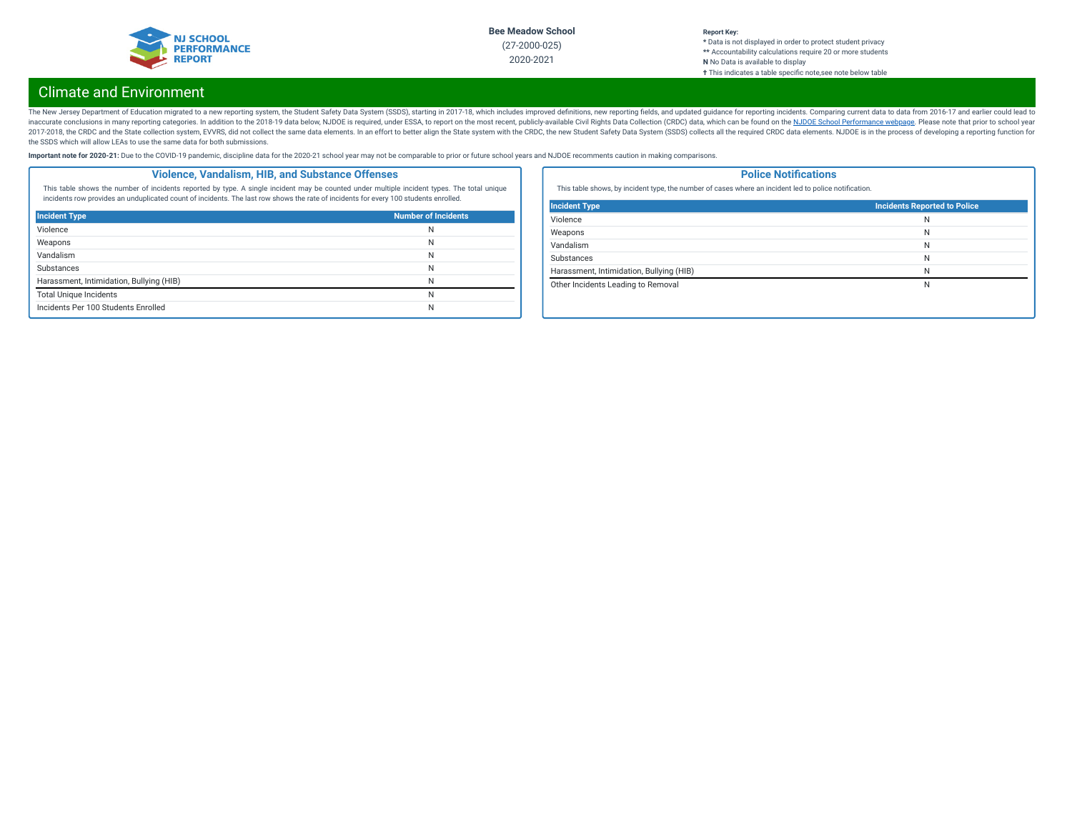# Climate and Environment

The New Jersey Department of Education migrated to a new reporting system, the Student Safety Data System (SSDS), starting in 2017-18, which includes improved definitions, new reporting fields, and updated guidance for reporting incidents. Comparing current data to data from 2016-17 and earlier could lead to inaccurate conclusions in many reporting categories. In addition to the 2018-19 data below, NJDOE is required, under ESSA, to report on the most recent, publicly-available Civil Rights Data Collection (CRDC) data, which can be found on the NJDOE School Performance webpage. Please note that prior to school year 2017-2018, the CRDC and the State collection system, EVVRS, did not collect the same data elements. In an effort to better align the State system with the CRDC, the new Student Safety Data System (SSDS) collects all the required CRDC data elements. NJDOE is in the process of developing a reporting function for the SSDS which will allow LEAs to use the same data for both submissions.

**Important note for 2020-21:** Due to the COVID-19 pandemic, discipline data for the 2020-21 school year may not be comparable to prior or future school years and NJDOE recomments caution in making comparisons.

## Violence, Vandalism, HIB, and Substance Offenses

This table shows the number of incidents reported by type. A single incident may be counted under multiple incident types. The total unique incidents row provides an unduplicated count of incidents. The last row shows the rate of incidents for every 100 students enrolled.

| Incident Type | Number of Incidents |
|---|---|
| Violence | N |
| Weapons | N |
| Vandalism | N |
| Substances | N |
| Harassment, Intimidation, Bullying (HIB) | N |
| Total Unique Incidents | N |
| Incidents Per 100 Students Enrolled | N |

## Police Notifications

This table shows, by incident type, the number of cases where an incident led to police notification.

| Incident Type | Incidents Reported to Police |
|---|---|
| Violence | N |
| Weapons | N |
| Vandalism | N |
| Substances | N |
| Harassment, Intimidation, Bullying (HIB) | N |
| Other Incidents Leading to Removal | N |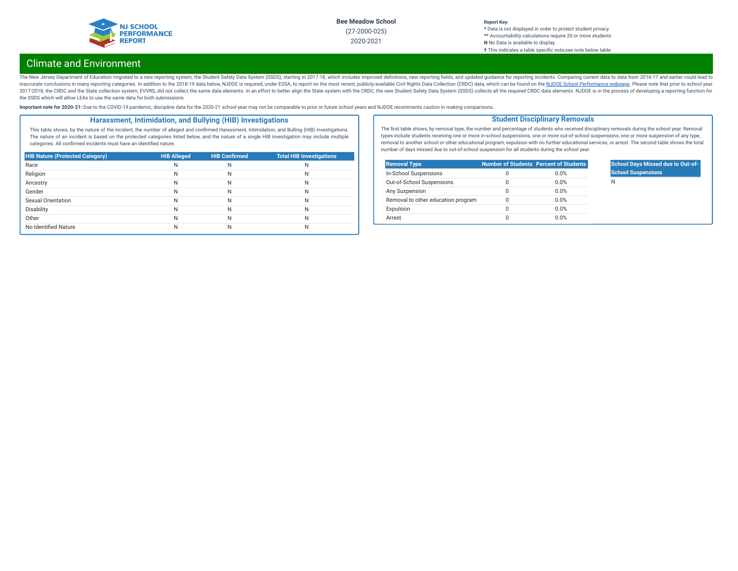Bee Meadow School
(27-2000-025)
2020-2021

**Report Key:**
\* Data is not displayed in order to protect student privacy
\*\* Accountability calculations require 20 or more students
**N** No Data is available to display
† This indicates a table specific note,see note below table

# Climate and Environment

The New Jersey Department of Education migrated to a new reporting system, the Student Safety Data System (SSDS), starting in 2017-18, which includes improved definitions, new reporting fields, and updated guidance for reporting incidents. Comparing current data to data from 2016-17 and earlier could lead to inaccurate conclusions in many reporting categories. In addition to the 2018-19 data below, NJDOE is required, under ESSA, to report on the most recent, publicly-available Civil Rights Data Collection (CRDC) data, which can be found on the NJDOE School Performance webpage. Please note that prior to school year 2017-2018, the CRDC and the State collection system, EVVRS, did not collect the same data elements. In an effort to better align the State system with the CRDC, the new Student Safety Data System (SSDS) collects all the required CRDC data elements. NJDOE is in the process of developing a reporting function for the SSDS which will allow LEAs to use the same data for both submissions.

**Important note for 2020-21:** Due to the COVID-19 pandemic, discipline data for the 2020-21 school year may not be comparable to prior or future school years and NJDOE recomments caution in making comparisons.

## Harassment, Intimidation, and Bullying (HIB) Investigations

This table shows, by the nature of the incident, the number of alleged and confirmed Harassment, Intimidation, and Bulling (HIB) investigations. The nature of an incident is based on the protected categories listed below, and the nature of a single HIB investigation may include multiple categories. All confirmed incidents must have an identified nature.

| HIB Nature (Protected Category) | HIB Alleged | HIB Confirmed | Total HIB Investigations |
|---|---|---|---|
| Race | N | N | N |
| Religion | N | N | N |
| Ancestry | N | N | N |
| Gender | N | N | N |
| Sexual Orientation | N | N | N |
| Disability | N | N | N |
| Other | N | N | N |
| No Identified Nature | N | N | N |

## Student Disciplinary Removals

The first table shows, by removal type, the number and percentage of students who received disciplinary removals during the school year. Removal types include students receiving one or more in-school suspensions, one or more out-of-school suspensions, one or more suspension of any type, removal to another school or other educational program, expulsion with no further educational services, or arrest. The second table shows the total number of days missed due to out-of-school suspension for all students during the school year.

| Removal Type | Number of Students | Percent of Students |
|---|---|---|
| In-School Suspensions | 0 | 0.0% |
| Out-of-School Suspensions | 0 | 0.0% |
| Any Suspension | 0 | 0.0% |
| Removal to other education program | 0 | 0.0% |
| Expulsion | 0 | 0.0% |
| Arrest | 0 | 0.0% |

| School Days Missed due to Out-of-School Suspensions |
|---|
| N |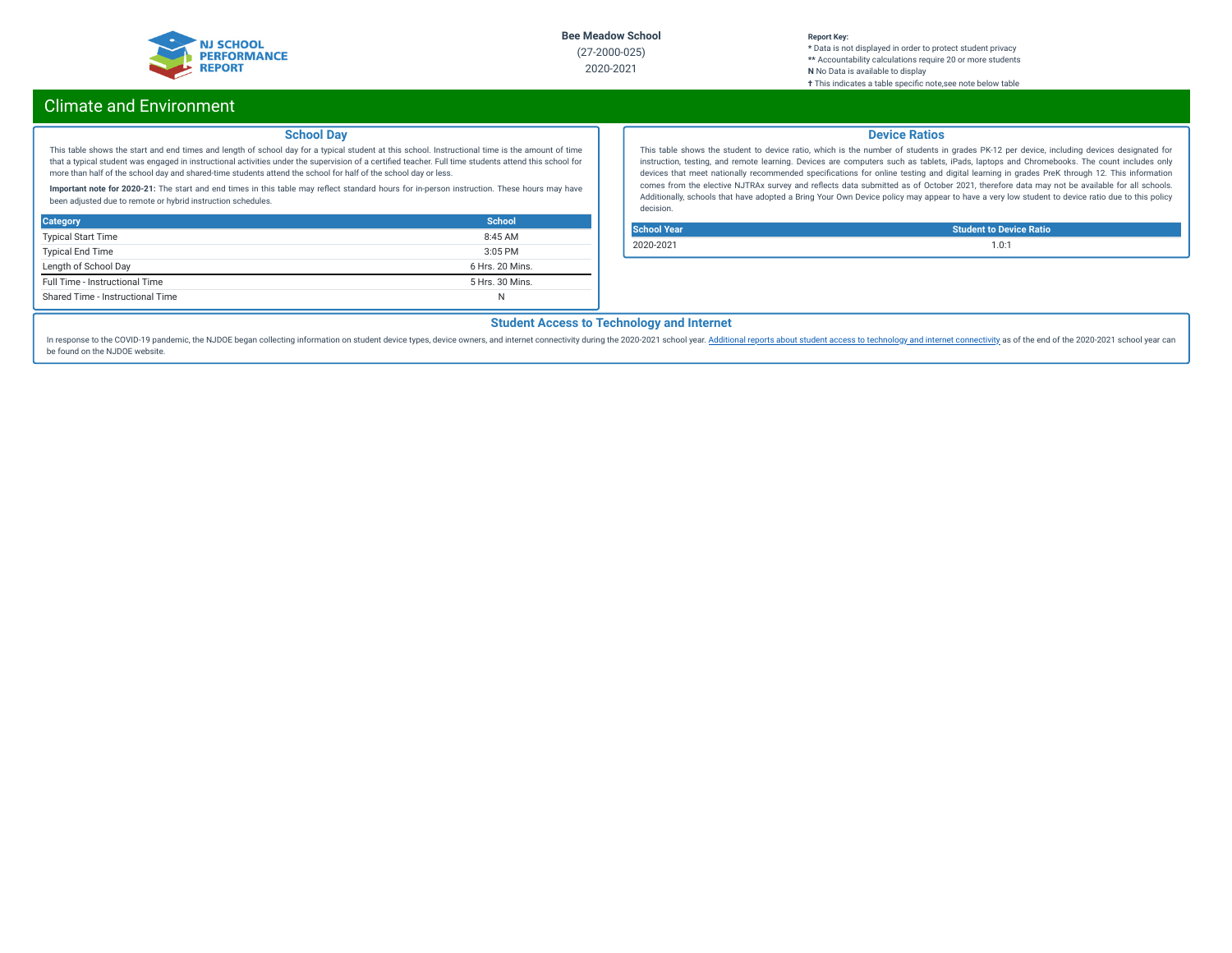# Climate and Environment

## School Day

This table shows the start and end times and length of school day for a typical student at this school. Instructional time is the amount of time that a typical student was engaged in instructional activities under the supervision of a certified teacher. Full time students attend this school for more than half of the school day and shared-time students attend the school for half of the school day or less.

**Important note for 2020-21:** The start and end times in this table may reflect standard hours for in-person instruction. These hours may have been adjusted due to remote or hybrid instruction schedules.

| Category | School |
| --- | --- |
| Typical Start Time | 8:45 AM |
| Typical End Time | 3:05 PM |
| Length of School Day | 6 Hrs. 20 Mins. |
| Full Time - Instructional Time | 5 Hrs. 30 Mins. |
| Shared Time - Instructional Time | N |

## Device Ratios

This table shows the student to device ratio, which is the number of students in grades PK-12 per device, including devices designated for instruction, testing, and remote learning. Devices are computers such as tablets, iPads, laptops and Chromebooks. The count includes only devices that meet nationally recommended specifications for online testing and digital learning in grades PreK through 12. This information comes from the elective NJTRAx survey and reflects data submitted as of October 2021, therefore data may not be available for all schools. Additionally, schools that have adopted a Bring Your Own Device policy may appear to have a very low student to device ratio due to this policy decision.

| School Year | Student to Device Ratio |
| --- | --- |
| 2020-2021 | 1.0:1 |

## Student Access to Technology and Internet

In response to the COVID-19 pandemic, the NJDOE began collecting information on student device types, device owners, and internet connectivity during the 2020-2021 school year. Additional reports about student access to technology and internet connectivity as of the end of the 2020-2021 school year can be found on the NJDOE website.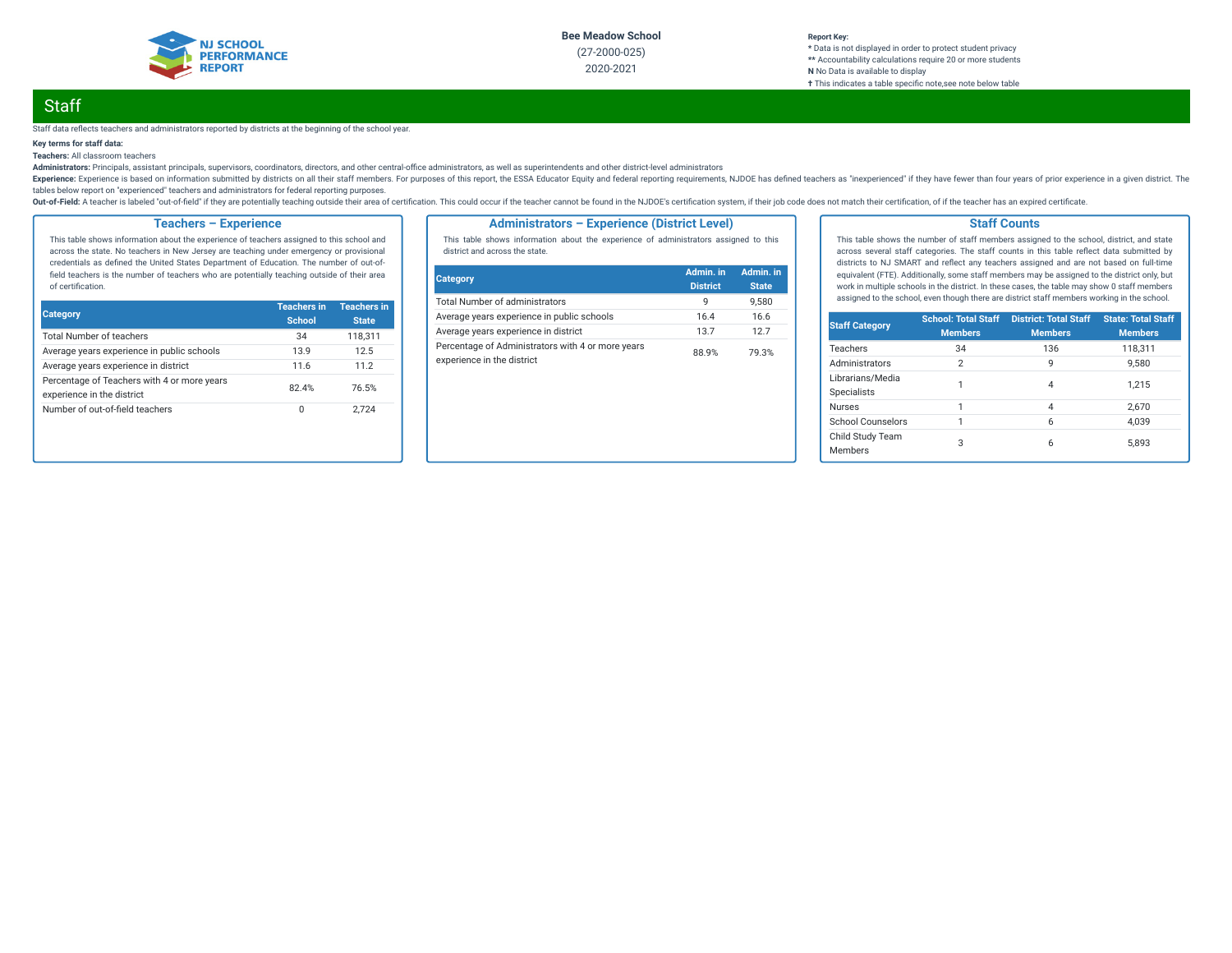Bee Meadow School

(27-2000-025)

2020-2021

**Report Key:**
* Data is not displayed in order to protect student privacy
** Accountability calculations require 20 or more students
**N** No Data is available to display
† This indicates a table specific note,see note below table

## Staff

Staff data reflects teachers and administrators reported by districts at the beginning of the school year.

**Key terms for staff data:**

**Teachers:** All classroom teachers

**Administrators:** Principals, assistant principals, supervisors, coordinators, directors, and other central-office administrators, as well as superintendents and other district-level administrators

**Experience:** Experience is based on information submitted by districts on all their staff members. For purposes of this report, the ESSA Educator Equity and federal reporting requirements, NJDOE has defined teachers as "inexperienced" if they have fewer than four years of prior experience in a given district. The tables below report on "experienced" teachers and administrators for federal reporting purposes.

**Out-of-Field:** A teacher is labeled "out-of-field" if they are potentially teaching outside their area of certification. This could occur if the teacher cannot be found in the NJDOE's certification system, if their job code does not match their certification, of if the teacher has an expired certificate.

### Teachers – Experience

This table shows information about the experience of teachers assigned to this school and across the state. No teachers in New Jersey are teaching under emergency or provisional credentials as defined the United States Department of Education. The number of out-of-field teachers is the number of teachers who are potentially teaching outside of their area of certification.

| Category | Teachers in School | Teachers in State |
|---|---|---|
| Total Number of teachers | 34 | 118,311 |
| Average years experience in public schools | 13.9 | 12.5 |
| Average years experience in district | 11.6 | 11.2 |
| Percentage of Teachers with 4 or more years experience in the district | 82.4% | 76.5% |
| Number of out-of-field teachers | 0 | 2,724 |

### Administrators – Experience (District Level)

This table shows information about the experience of administrators assigned to this district and across the state.

| Category | Admin. in District | Admin. in State |
|---|---|---|
| Total Number of administrators | 9 | 9,580 |
| Average years experience in public schools | 16.4 | 16.6 |
| Average years experience in district | 13.7 | 12.7 |
| Percentage of Administrators with 4 or more years experience in the district | 88.9% | 79.3% |

### Staff Counts

This table shows the number of staff members assigned to the school, district, and state across several staff categories. The staff counts in this table reflect data submitted by districts to NJ SMART and reflect any teachers assigned and are not based on full-time equivalent (FTE). Additionally, some staff members may be assigned to the district only, but work in multiple schools in the district. In these cases, the table may show 0 staff members assigned to the school, even though there are district staff members working in the school.

| Staff Category | School: Total Staff Members | District: Total Staff Members | State: Total Staff Members |
|---|---|---|---|
| Teachers | 34 | 136 | 118,311 |
| Administrators | 2 | 9 | 9,580 |
| Librarians/Media Specialists | 1 | 4 | 1,215 |
| Nurses | 1 | 4 | 2,670 |
| School Counselors | 1 | 6 | 4,039 |
| Child Study Team Members | 3 | 6 | 5,893 |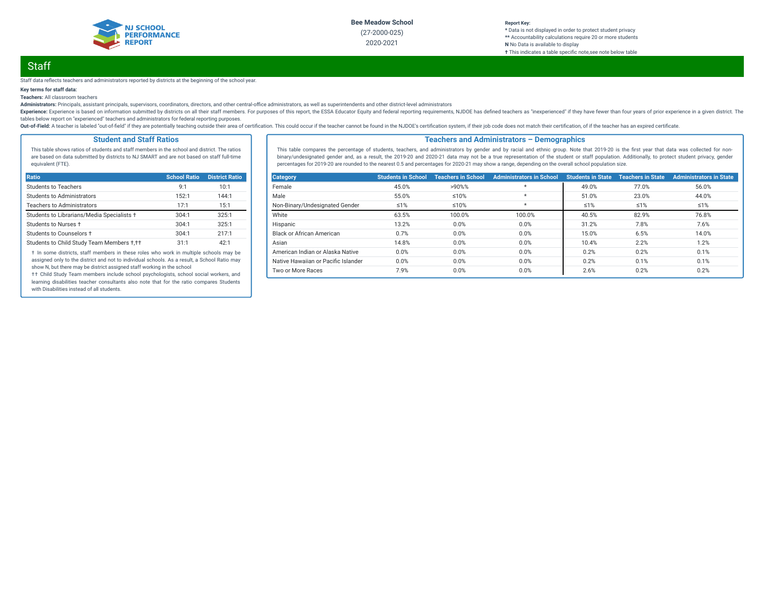Bee Meadow School

(27-2000-025)

2020-2021

**Report Key:**
**\*** Data is not displayed in order to protect student privacy
**\*\*** Accountability calculations require 20 or more students
**N** No Data is available to display
**†** This indicates a table specific note,see note below table

## Staff

Staff data reflects teachers and administrators reported by districts at the beginning of the school year.

**Key terms for staff data:**

**Teachers:** All classroom teachers

**Administrators:** Principals, assistant principals, supervisors, coordinators, directors, and other central-office administrators, as well as superintendents and other district-level administrators

**Experience:** Experience is based on information submitted by districts on all their staff members. For purposes of this report, the ESSA Educator Equity and federal reporting requirements, NJDOE has defined teachers as "inexperienced" if they have fewer than four years of prior experience in a given district. The tables below report on "experienced" teachers and administrators for federal reporting purposes.

**Out-of-Field:** A teacher is labeled "out-of-field" if they are potentially teaching outside their area of certification. This could occur if the teacher cannot be found in the NJDOE's certification system, if their job code does not match their certification, of if the teacher has an expired certificate.

### Student and Staff Ratios

This table shows ratios of students and staff members in the school and district. The ratios are based on data submitted by districts to NJ SMART and are not based on staff full-time equivalent (FTE).

| Ratio | School Ratio | District Ratio |
|---|---|---|
| Students to Teachers | 9:1 | 10:1 |
| Students to Administrators | 152:1 | 144:1 |
| Teachers to Administrators | 17:1 | 15:1 |
| Students to Librarians/Media Specialists † | 304:1 | 325:1 |
| Students to Nurses † | 304:1 | 325:1 |
| Students to Counselors † | 304:1 | 217:1 |
| Students to Child Study Team Members †,†† | 31:1 | 42:1 |

† In some districts, staff members in these roles who work in multiple schools may be assigned only to the district and not to individual schools. As a result, a School Ratio may show N, but there may be district assigned staff working in the school

†† Child Study Team members include school psychologists, school social workers, and learning disabilities teacher consultants also note that for the ratio compares Students with Disabilities instead of all students.

### Teachers and Administrators – Demographics

This table compares the percentage of students, teachers, and administrators by gender and by racial and ethnic group. Note that 2019-20 is the first year that data was collected for non-binary/undesignated gender and, as a result, the 2019-20 and 2020-21 data may not be a true representation of the student or staff population. Additionally, to protect student privacy, gender percentages for 2019-20 are rounded to the nearest 0.5 and percentages for 2020-21 may show a range, depending on the overall school population size.

| Category | Students in School | Teachers in School | Administrators in School | Students in State | Teachers in State | Administrators in State |
|---|---|---|---|---|---|---|
| Female | 45.0% | >90%% | * | 49.0% | 77.0% | 56.0% |
| Male | 55.0% | ≤10% | * | 51.0% | 23.0% | 44.0% |
| Non-Binary/Undesignated Gender | ≤1% | ≤10% | * | ≤1% | ≤1% | ≤1% |
| White | 63.5% | 100.0% | 100.0% | 40.5% | 82.9% | 76.8% |
| Hispanic | 13.2% | 0.0% | 0.0% | 31.2% | 7.8% | 7.6% |
| Black or African American | 0.7% | 0.0% | 0.0% | 15.0% | 6.5% | 14.0% |
| Asian | 14.8% | 0.0% | 0.0% | 10.4% | 2.2% | 1.2% |
| American Indian or Alaska Native | 0.0% | 0.0% | 0.0% | 0.2% | 0.2% | 0.1% |
| Native Hawaiian or Pacific Islander | 0.0% | 0.0% | 0.0% | 0.2% | 0.1% | 0.1% |
| Two or More Races | 7.9% | 0.0% | 0.0% | 2.6% | 0.2% | 0.2% |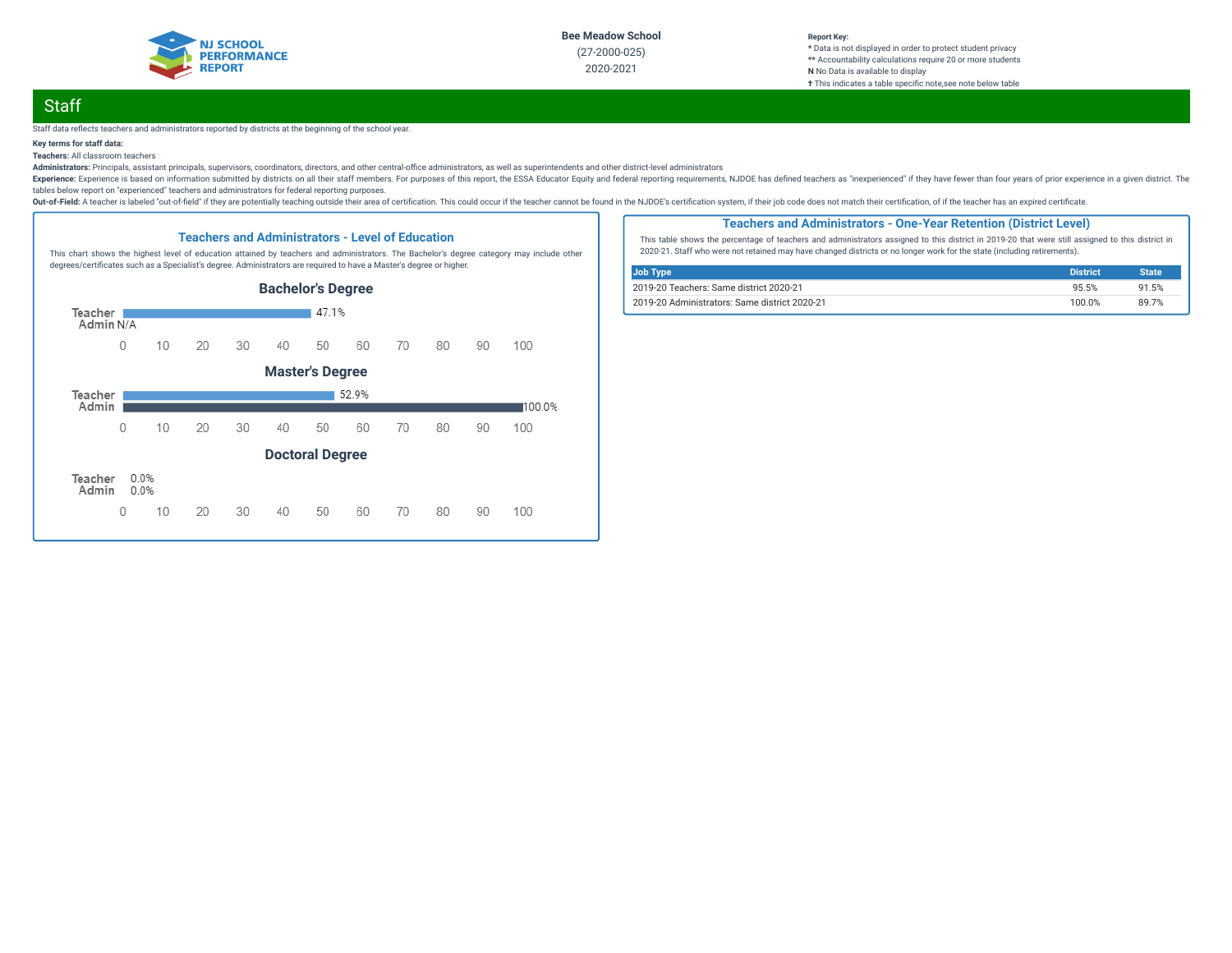Bee Meadow School
(27-2000-025)
2020-2021

**Report Key:**
* Data is not displayed in order to protect student privacy
** Accountability calculations require 20 or more students
**N** No Data is available to display
† This indicates a table specific note,see note below table

## Staff

Staff data reflects teachers and administrators reported by districts at the beginning of the school year.

**Key terms for staff data:**

**Teachers:** All classroom teachers

**Administrators:** Principals, assistant principals, supervisors, coordinators, directors, and other central-office administrators, as well as superintendents and other district-level administrators

**Experience:** Experience is based on information submitted by districts on all their staff members. For purposes of this report, the ESSA Educator Equity and federal reporting requirements, NJDOE has defined teachers as "inexperienced" if they have fewer than four years of prior experience in a given district. The tables below report on "experienced" teachers and administrators for federal reporting purposes.

**Out-of-Field:** A teacher is labeled "out-of-field" if they are potentially teaching outside their area of certification. This could occur if the teacher cannot be found in the NJDOE's certification system, if their job code does not match their certification, of if the teacher has an expired certificate.

### Teachers and Administrators - Level of Education

This chart shows the highest level of education attained by teachers and administrators. The Bachelor's degree category may include other degrees/certificates such as a Specialist's degree. Administrators are required to have a Master's degree or higher.

**Bachelor's Degree**

| | Percent |
|---|---|
| Teacher | 47.1% |
| Admin | N/A |

**Master's Degree**

| | Percent |
|---|---|
| Teacher | 52.9% |
| Admin | 100.0% |

**Doctoral Degree**

| | Percent |
|---|---|
| Teacher | 0.0% |
| Admin | 0.0% |

### Teachers and Administrators - One-Year Retention (District Level)

This table shows the percentage of teachers and administrators assigned to this district in 2019-20 that were still assigned to this district in 2020-21. Staff who were not retained may have changed districts or no longer work for the state (including retirements).

| Job Type | District | State |
|---|---|---|
| 2019-20 Teachers: Same district 2020-21 | 95.5% | 91.5% |
| 2019-20 Administrators: Same district 2020-21 | 100.0% | 89.7% |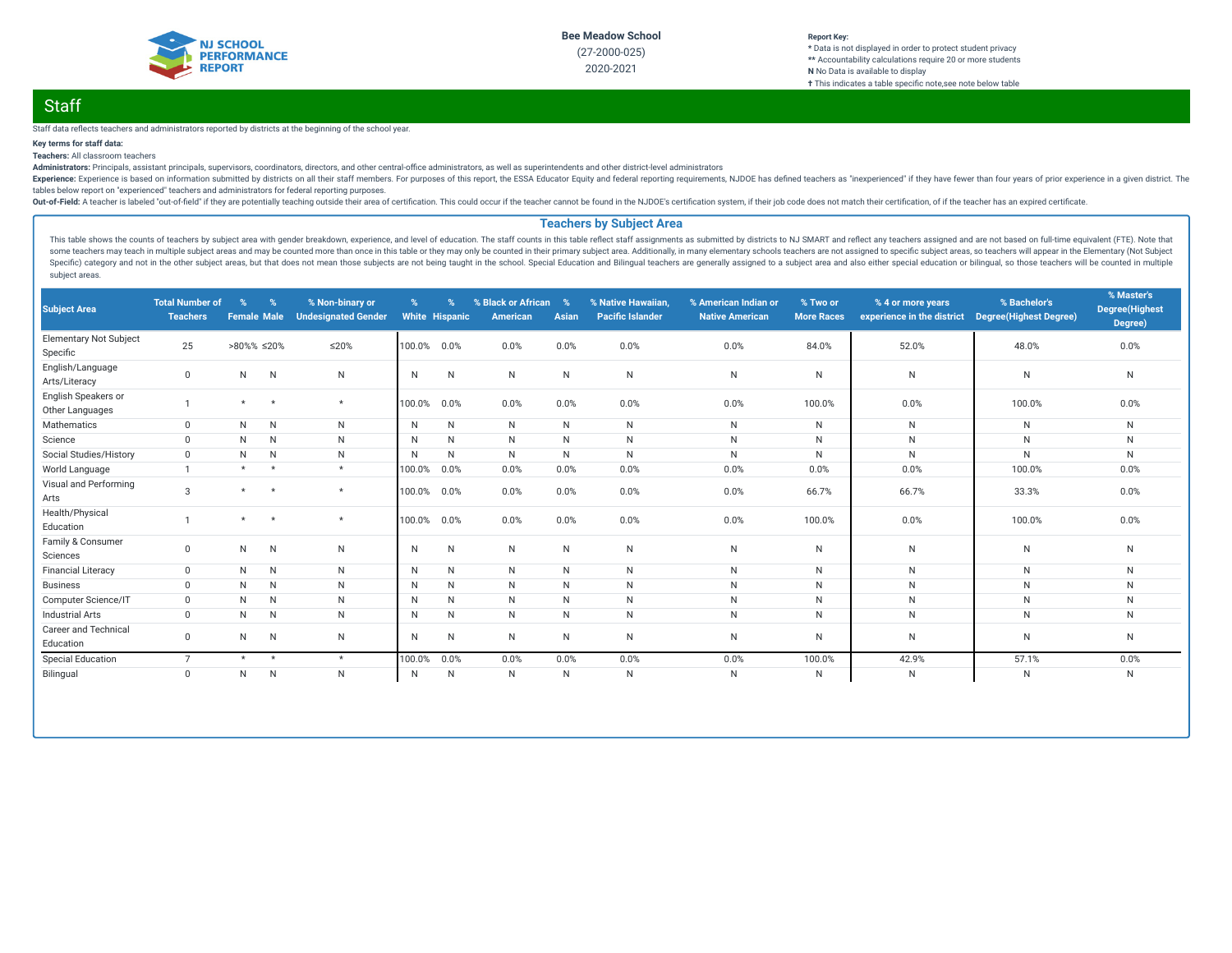Bee Meadow School

(27-2000-025)

2020-2021

**Report Key:**
* Data is not displayed in order to protect student privacy
** Accountability calculations require 20 or more students
**N** No Data is available to display
† This indicates a table specific note,see note below table

## Staff

Staff data reflects teachers and administrators reported by districts at the beginning of the school year.

**Key terms for staff data:**

**Teachers:** All classroom teachers

**Administrators:** Principals, assistant principals, supervisors, coordinators, directors, and other central-office administrators, as well as superintendents and other district-level administrators

**Experience:** Experience is based on information submitted by districts on all their staff members. For purposes of this report, the ESSA Educator Equity and federal reporting requirements, NJDOE has defined teachers as "inexperienced" if they have fewer than four years of prior experience in a given district. The tables below report on "experienced" teachers and administrators for federal reporting purposes.

**Out-of-Field:** A teacher is labeled "out-of-field" if they are potentially teaching outside their area of certification. This could occur if the teacher cannot be found in the NJDOE's certification system, if their job code does not match their certification, of if the teacher has an expired certificate.

### Teachers by Subject Area

This table shows the counts of teachers by subject area with gender breakdown, experience, and level of education. The staff counts in this table reflect staff assignments as submitted by districts to NJ SMART and reflect any teachers assigned and are not based on full-time equivalent (FTE). Note that some teachers may teach in multiple subject areas and may be counted more than once in this table or they may only be counted in their primary subject area. Additionally, in many elementary schools teachers are not assigned to specific subject areas, so teachers will appear in the Elementary (Not Subject Specific) category and not in the other subject areas, but that does not mean those subjects are not being taught in the school. Special Education and Bilingual teachers are generally assigned to a subject area and also either special education or bilingual, so those teachers will be counted in multiple subject areas.

| Subject Area | Total Number of Teachers | % Female | % Male | % Non-binary or Undesignated Gender | % White | % Hispanic | % Black or African American | % Asian | % Native Hawaiian, Pacific Islander | % American Indian or Native American | % Two or More Races | % 4 or more years experience in the district | % Bachelor's Degree(Highest Degree) | % Master's Degree(Highest Degree) |
|---|---|---|---|---|---|---|---|---|---|---|---|---|---|---|
| Elementary Not Subject Specific | 25 | >80%% | ≤20% | ≤20% | 100.0% | 0.0% | 0.0% | 0.0% | 0.0% | 0.0% | 84.0% | 52.0% | 48.0% | 0.0% |
| English/Language Arts/Literacy | 0 | N | N | N | N | N | N | N | N | N | N | N | N | N |
| English Speakers or Other Languages | 1 | * | * | * | 100.0% | 0.0% | 0.0% | 0.0% | 0.0% | 0.0% | 100.0% | 0.0% | 100.0% | 0.0% |
| Mathematics | 0 | N | N | N | N | N | N | N | N | N | N | N | N | N |
| Science | 0 | N | N | N | N | N | N | N | N | N | N | N | N | N |
| Social Studies/History | 0 | N | N | N | N | N | N | N | N | N | N | N | N | N |
| World Language | 1 | * | * | * | 100.0% | 0.0% | 0.0% | 0.0% | 0.0% | 0.0% | 0.0% | 0.0% | 100.0% | 0.0% |
| Visual and Performing Arts | 3 | * | * | * | 100.0% | 0.0% | 0.0% | 0.0% | 0.0% | 0.0% | 66.7% | 66.7% | 33.3% | 0.0% |
| Health/Physical Education | 1 | * | * | * | 100.0% | 0.0% | 0.0% | 0.0% | 0.0% | 0.0% | 100.0% | 0.0% | 100.0% | 0.0% |
| Family & Consumer Sciences | 0 | N | N | N | N | N | N | N | N | N | N | N | N | N |
| Financial Literacy | 0 | N | N | N | N | N | N | N | N | N | N | N | N | N |
| Business | 0 | N | N | N | N | N | N | N | N | N | N | N | N | N |
| Computer Science/IT | 0 | N | N | N | N | N | N | N | N | N | N | N | N | N |
| Industrial Arts | 0 | N | N | N | N | N | N | N | N | N | N | N | N | N |
| Career and Technical Education | 0 | N | N | N | N | N | N | N | N | N | N | N | N | N |
| Special Education | 7 | * | * | * | 100.0% | 0.0% | 0.0% | 0.0% | 0.0% | 0.0% | 100.0% | 42.9% | 57.1% | 0.0% |
| Bilingual | 0 | N | N | N | N | N | N | N | N | N | N | N | N | N |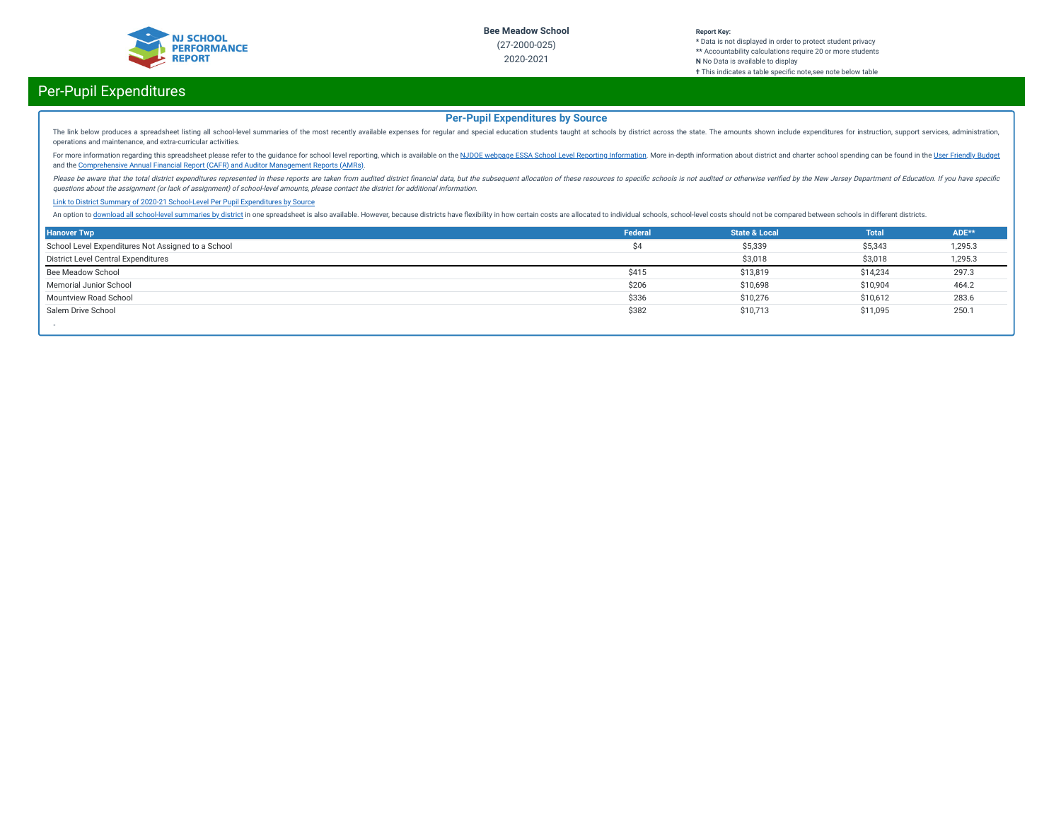# Per-Pupil Expenditures

## Per-Pupil Expenditures by Source

The link below produces a spreadsheet listing all school-level summaries of the most recently available expenses for regular and special education students taught at schools by district across the state. The amounts shown include expenditures for instruction, support services, administration, operations and maintenance, and extra-curricular activities.

For more information regarding this spreadsheet please refer to the guidance for school level reporting, which is available on the NJDOE webpage ESSA School Level Reporting Information. More in-depth information about district and charter school spending can be found in the User Friendly Budget and the Comprehensive Annual Financial Report (CAFR) and Auditor Management Reports (AMRs).

*Please be aware that the total district expenditures represented in these reports are taken from audited district financial data, but the subsequent allocation of these resources to specific schools is not audited or otherwise verified by the New Jersey Department of Education. If you have specific questions about the assignment (or lack of assignment) of school-level amounts, please contact the district for additional information.*

Link to District Summary of 2020-21 School-Level Per Pupil Expenditures by Source

An option to download all school-level summaries by district in one spreadsheet is also available. However, because districts have flexibility in how certain costs are allocated to individual schools, school-level costs should not be compared between schools in different districts.

| Hanover Twp | Federal | State & Local | Total | ADE** |
|---|---|---|---|---|
| School Level Expenditures Not Assigned to a School | $4 | $5,339 | $5,343 | 1,295.3 |
| District Level Central Expenditures | | $3,018 | $3,018 | 1,295.3 |
| Bee Meadow School | $415 | $13,819 | $14,234 | 297.3 |
| Memorial Junior School | $206 | $10,698 | $10,904 | 464.2 |
| Mountview Road School | $336 | $10,276 | $10,612 | 283.6 |
| Salem Drive School | $382 | $10,713 | $11,095 | 250.1 |

-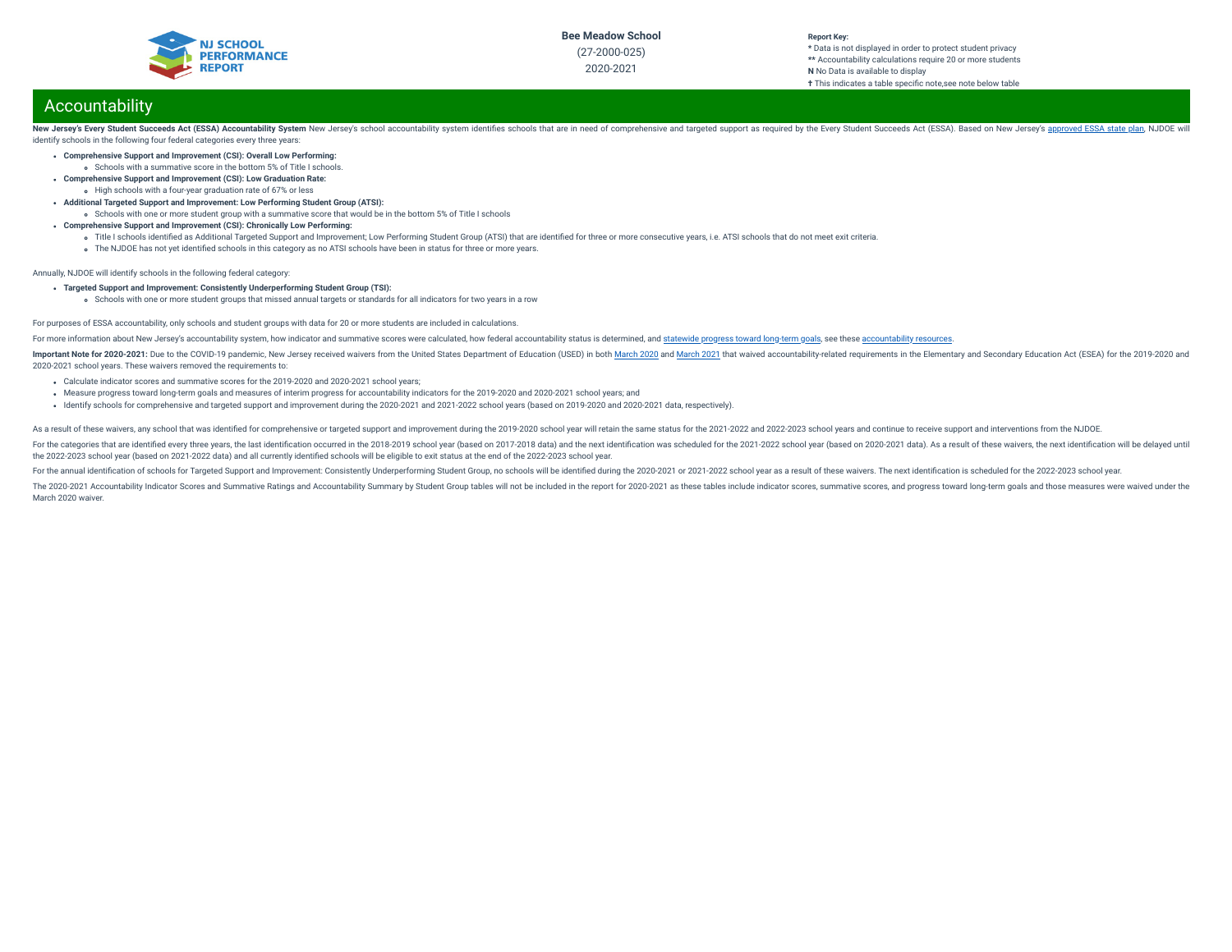# Accountability

**New Jersey's Every Student Succeeds Act (ESSA) Accountability System** New Jersey's school accountability system identifies schools that are in need of comprehensive and targeted support as required by the Every Student Succeeds Act (ESSA). Based on New Jersey's approved ESSA state plan, NJDOE will identify schools in the following four federal categories every three years:

- **Comprehensive Support and Improvement (CSI): Overall Low Performing:**
  - Schools with a summative score in the bottom 5% of Title I schools.
- **Comprehensive Support and Improvement (CSI): Low Graduation Rate:**
  - High schools with a four-year graduation rate of 67% or less
- **Additional Targeted Support and Improvement: Low Performing Student Group (ATSI):**
  - Schools with one or more student group with a summative score that would be in the bottom 5% of Title I schools
- **Comprehensive Support and Improvement (CSI): Chronically Low Performing:**
  - Title I schools identified as Additional Targeted Support and Improvement; Low Performing Student Group (ATSI) that are identified for three or more consecutive years, i.e. ATSI schools that do not meet exit criteria.
  - The NJDOE has not yet identified schools in this category as no ATSI schools have been in status for three or more years.

Annually, NJDOE will identify schools in the following federal category:

- **Targeted Support and Improvement: Consistently Underperforming Student Group (TSI):**
  - Schools with one or more student groups that missed annual targets or standards for all indicators for two years in a row

For purposes of ESSA accountability, only schools and student groups with data for 20 or more students are included in calculations.

For more information about New Jersey's accountability system, how indicator and summative scores were calculated, how federal accountability status is determined, and statewide progress toward long-term goals, see these accountability resources.

**Important Note for 2020-2021:** Due to the COVID-19 pandemic, New Jersey received waivers from the United States Department of Education (USED) in both March 2020 and March 2021 that waived accountability-related requirements in the Elementary and Secondary Education Act (ESEA) for the 2019-2020 and 2020-2021 school years. These waivers removed the requirements to:

- Calculate indicator scores and summative scores for the 2019-2020 and 2020-2021 school years;
- Measure progress toward long-term goals and measures of interim progress for accountability indicators for the 2019-2020 and 2020-2021 school years; and
- Identify schools for comprehensive and targeted support and improvement during the 2020-2021 and 2021-2022 school years (based on 2019-2020 and 2020-2021 data, respectively).

As a result of these waivers, any school that was identified for comprehensive or targeted support and improvement during the 2019-2020 school year will retain the same status for the 2021-2022 and 2022-2023 school years and continue to receive support and interventions from the NJDOE.

For the categories that are identified every three years, the last identification occurred in the 2018-2019 school year (based on 2017-2018 data) and the next identification was scheduled for the 2021-2022 school year (based on 2020-2021 data). As a result of these waivers, the next identification will be delayed until the 2022-2023 school year (based on 2021-2022 data) and all currently identified schools will be eligible to exit status at the end of the 2022-2023 school year.

For the annual identification of schools for Targeted Support and Improvement: Consistently Underperforming Student Group, no schools will be identified during the 2020-2021 or 2021-2022 school year as a result of these waivers. The next identification is scheduled for the 2022-2023 school year.

The 2020-2021 Accountability Indicator Scores and Summative Ratings and Accountability Summary by Student Group tables will not be included in the report for 2020-2021 as these tables include indicator scores, summative scores, and progress toward long-term goals and those measures were waived under the March 2020 waiver.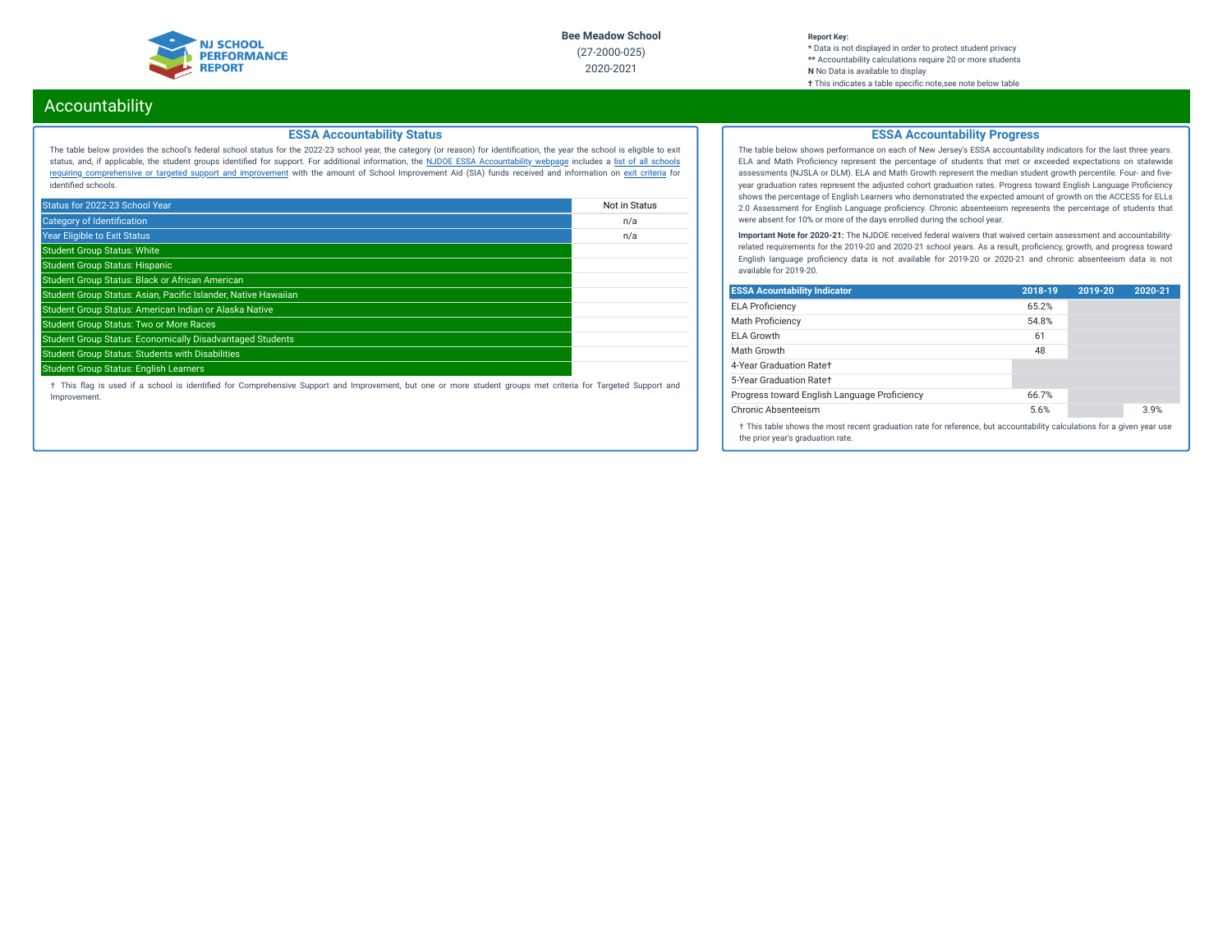Bee Meadow School
(27-2000-025)
2020-2021

**Report Key:**
\* Data is not displayed in order to protect student privacy
\*\* Accountability calculations require 20 or more students
**N** No Data is available to display
† This indicates a table specific note,see note below table

# Accountability

## ESSA Accountability Status

The table below provides the school's federal school status for the 2022-23 school year, the category (or reason) for identification, the year the school is eligible to exit status, and, if applicable, the student groups identified for support. For additional information, the NJDOE ESSA Accountability webpage includes a list of all schools requiring comprehensive or targeted support and improvement with the amount of School Improvement Aid (SIA) funds received and information on exit criteria for identified schools.

| Status for 2022-23 School Year | Not in Status |
|---|---|
| Category of Identification | n/a |
| Year Eligible to Exit Status | n/a |
| Student Group Status: White | |
| Student Group Status: Hispanic | |
| Student Group Status: Black or African American | |
| Student Group Status: Asian, Pacific Islander, Native Hawaiian | |
| Student Group Status: American Indian or Alaska Native | |
| Student Group Status: Two or More Races | |
| Student Group Status: Economically Disadvantaged Students | |
| Student Group Status: Students with Disabilities | |
| Student Group Status: English Learners | |

† This flag is used if a school is identified for Comprehensive Support and Improvement, but one or more student groups met criteria for Targeted Support and Improvement.

## ESSA Accountability Progress

The table below shows performance on each of New Jersey's ESSA accountability indicators for the last three years. ELA and Math Proficiency represent the percentage of students that met or exceeded expectations on statewide assessments (NJSLA or DLM). ELA and Math Growth represent the median student growth percentile. Four- and five-year graduation rates represent the adjusted cohort graduation rates. Progress toward English Language Proficiency shows the percentage of English Learners who demonstrated the expected amount of growth on the ACCESS for ELLs 2.0 Assessment for English Language proficiency. Chronic absenteeism represents the percentage of students that were absent for 10% or more of the days enrolled during the school year.

**Important Note for 2020-21:** The NJDOE received federal waivers that waived certain assessment and accountability-related requirements for the 2019-20 and 2020-21 school years. As a result, proficiency, growth, and progress toward English language proficiency data is not available for 2019-20 or 2020-21 and chronic absenteeism data is not available for 2019-20.

| ESSA Acountability Indicator | 2018-19 | 2019-20 | 2020-21 |
|---|---|---|---|
| ELA Proficiency | 65.2% | | |
| Math Proficiency | 54.8% | | |
| ELA Growth | 61 | | |
| Math Growth | 48 | | |
| 4-Year Graduation Rate† | | | |
| 5-Year Graduation Rate† | | | |
| Progress toward English Language Proficiency | 66.7% | | |
| Chronic Absenteeism | 5.6% | | 3.9% |

† This table shows the most recent graduation rate for reference, but accountability calculations for a given year use the prior year's graduation rate.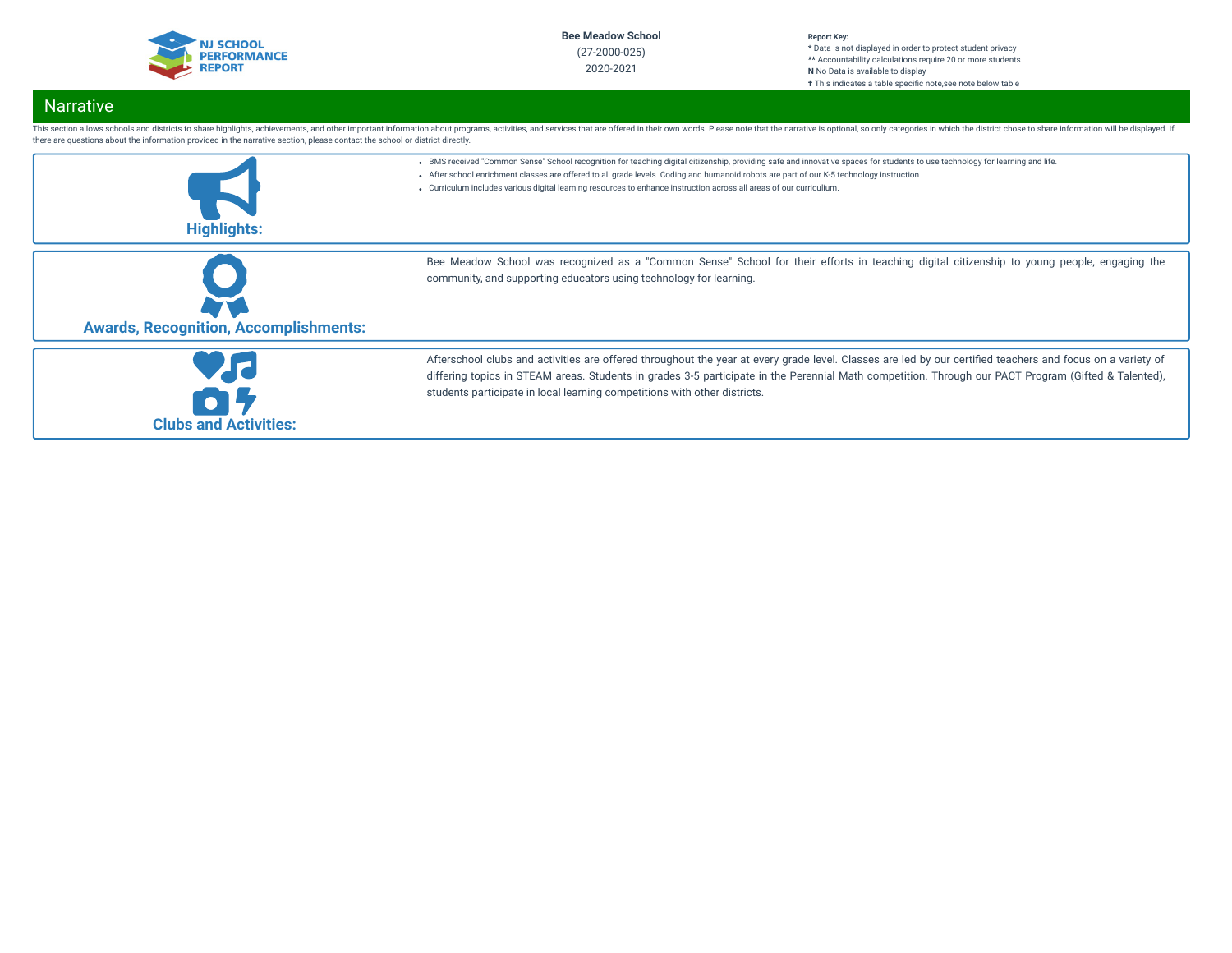NJ SCHOOL PERFORMANCE REPORT

**Bee Meadow School**
(27-2000-025)
2020-2021

**Report Key:**
* Data is not displayed in order to protect student privacy
** Accountability calculations require 20 or more students
**N** No Data is available to display
† This indicates a table specific note,see note below table

## Narrative

This section allows schools and districts to share highlights, achievements, and other important information about programs, activities, and services that are offered in their own words. Please note that the narrative is optional, so only categories in which the district chose to share information will be displayed. If there are questions about the information provided in the narrative section, please contact the school or district directly.

### Highlights:

- BMS received "Common Sense" School recognition for teaching digital citizenship, providing safe and innovative spaces for students to use technology for learning and life.
- After school enrichment classes are offered to all grade levels. Coding and humanoid robots are part of our K-5 technology instruction
- Curriculum includes various digital learning resources to enhance instruction across all areas of our curriculum.

### Awards, Recognition, Accomplishments:

Bee Meadow School was recognized as a "Common Sense" School for their efforts in teaching digital citizenship to young people, engaging the community, and supporting educators using technology for learning.

### Clubs and Activities:

Afterschool clubs and activities are offered throughout the year at every grade level. Classes are led by our certified teachers and focus on a variety of differing topics in STEAM areas. Students in grades 3-5 participate in the Perennial Math competition. Through our PACT Program (Gifted & Talented), students participate in local learning competitions with other districts.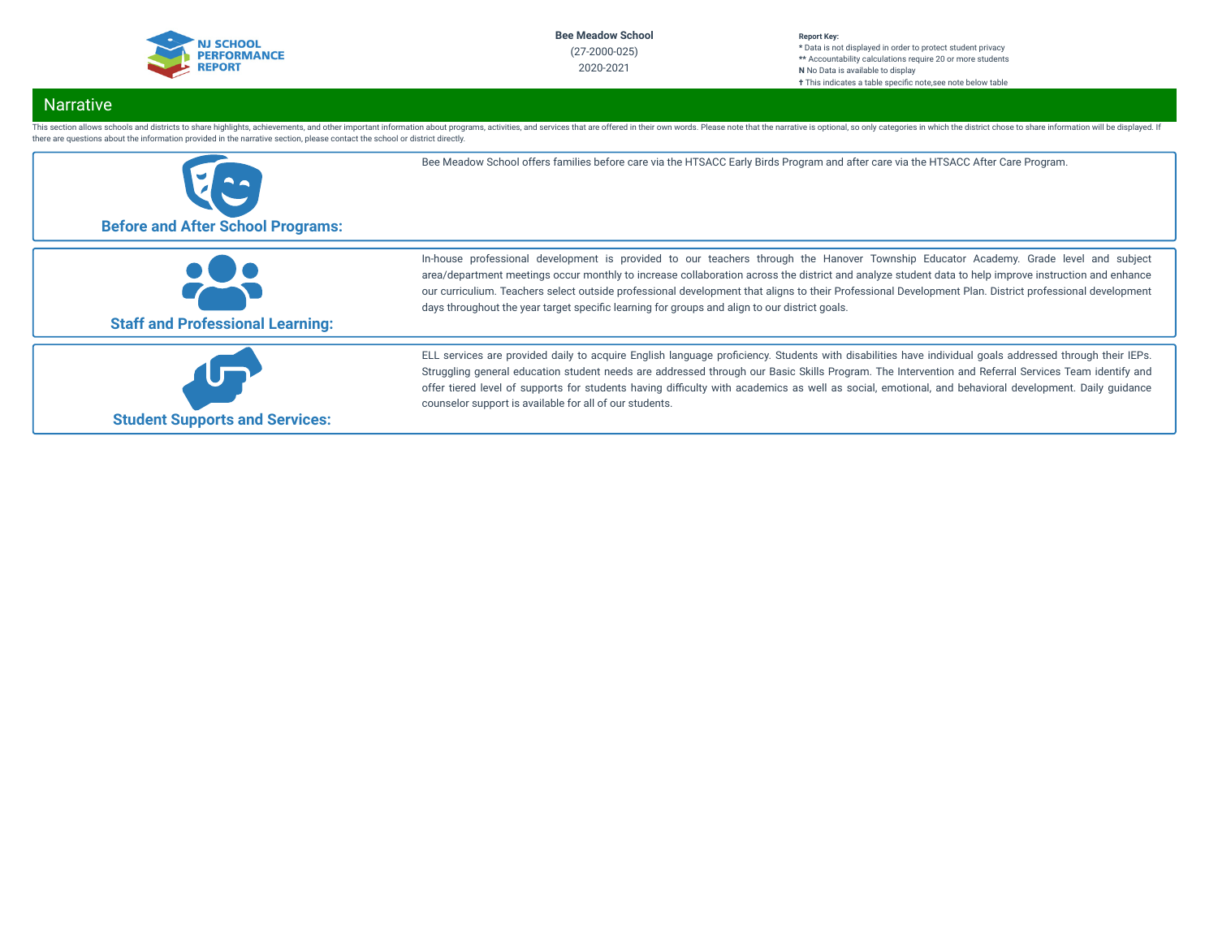Bee Meadow School
(27-2000-025)
2020-2021

Report Key:
* Data is not displayed in order to protect student privacy
** Accountability calculations require 20 or more students
N No Data is available to display
† This indicates a table specific note,see note below table

## Narrative

This section allows schools and districts to share highlights, achievements, and other important information about programs, activities, and services that are offered in their own words. Please note that the narrative is optional, so only categories in which the district chose to share information will be displayed. If there are questions about the information provided in the narrative section, please contact the school or district directly.

### Before and After School Programs:

Bee Meadow School offers families before care via the HTSACC Early Birds Program and after care via the HTSACC After Care Program.

### Staff and Professional Learning:

In-house professional development is provided to our teachers through the Hanover Township Educator Academy. Grade level and subject area/department meetings occur monthly to increase collaboration across the district and analyze student data to help improve instruction and enhance our curriculium. Teachers select outside professional development that aligns to their Professional Development Plan. District professional development days throughout the year target specific learning for groups and align to our district goals.

### Student Supports and Services:

ELL services are provided daily to acquire English language proficiency. Students with disabilities have individual goals addressed through their IEPs. Struggling general education student needs are addressed through our Basic Skills Program. The Intervention and Referral Services Team identify and offer tiered level of supports for students having difficulty with academics as well as social, emotional, and behavioral development. Daily guidance counselor support is available for all of our students.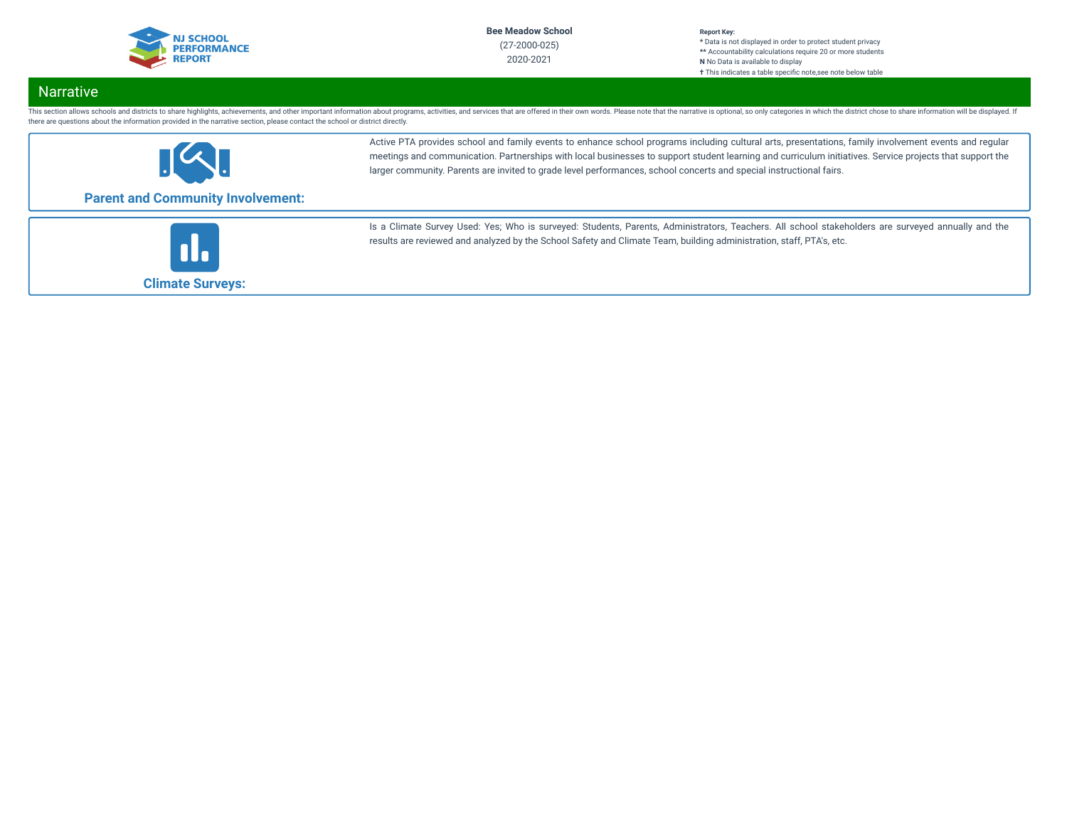## Narrative

This section allows schools and districts to share highlights, achievements, and other important information about programs, activities, and services that are offered in their own words. Please note that the narrative is optional, so only categories in which the district chose to share information will be displayed. If there are questions about the information provided in the narrative section, please contact the school or district directly.

### Parent and Community Involvement:

Active PTA provides school and family events to enhance school programs including cultural arts, presentations, family involvement events and regular meetings and communication. Partnerships with local businesses to support student learning and curriculum initiatives. Service projects that support the larger community. Parents are invited to grade level performances, school concerts and special instructional fairs.

### Climate Surveys:

Is a Climate Survey Used: Yes; Who is surveyed: Students, Parents, Administrators, Teachers. All school stakeholders are surveyed annually and the results are reviewed and analyzed by the School Safety and Climate Team, building administration, staff, PTA's, etc.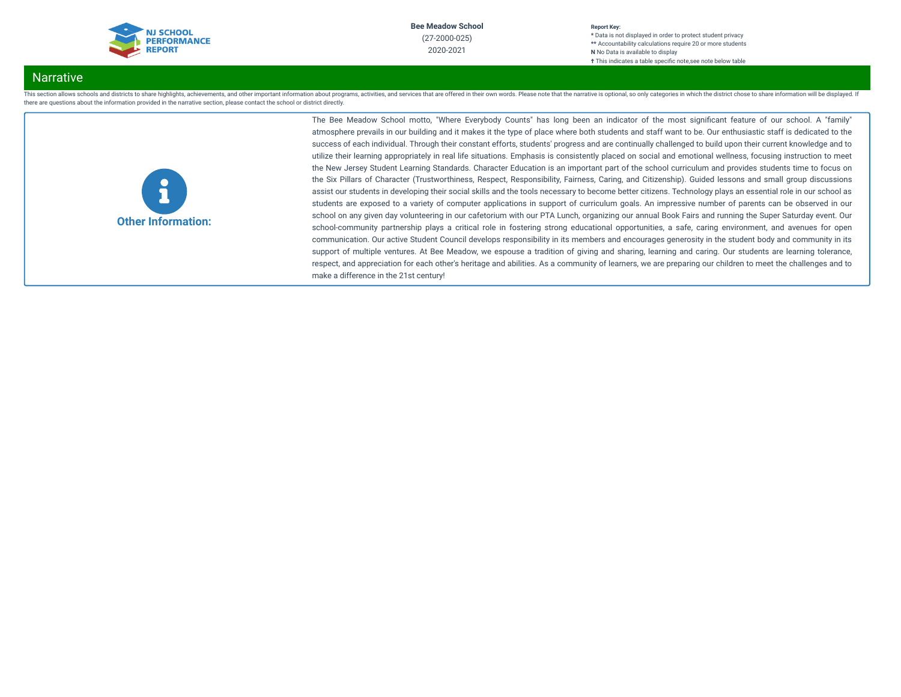**Bee Meadow School**
(27-2000-025)
2020-2021

**Report Key:**
* Data is not displayed in order to protect student privacy
** Accountability calculations require 20 or more students
**N** No Data is available to display
† This indicates a table specific note,see note below table

## Narrative

This section allows schools and districts to share highlights, achievements, and other important information about programs, activities, and services that are offered in their own words. Please note that the narrative is optional, so only categories in which the district chose to share information will be displayed. If there are questions about the information provided in the narrative section, please contact the school or district directly.

### Other Information:

The Bee Meadow School motto, "Where Everybody Counts" has long been an indicator of the most significant feature of our school. A "family" atmosphere prevails in our building and it makes it the type of place where both students and staff want to be. Our enthusiastic staff is dedicated to the success of each individual. Through their constant efforts, students' progress and are continually challenged to build upon their current knowledge and to utilize their learning appropriately in real life situations. Emphasis is consistently placed on social and emotional wellness, focusing instruction to meet the New Jersey Student Learning Standards. Character Education is an important part of the school curriculum and provides students time to focus on the Six Pillars of Character (Trustworthiness, Respect, Responsibility, Fairness, Caring, and Citizenship). Guided lessons and small group discussions assist our students in developing their social skills and the tools necessary to become better citizens. Technology plays an essential role in our school as students are exposed to a variety of computer applications in support of curriculum goals. An impressive number of parents can be observed in our school on any given day volunteering in our cafetorium with our PTA Lunch, organizing our annual Book Fairs and running the Super Saturday event. Our school-community partnership plays a critical role in fostering strong educational opportunities, a safe, caring environment, and avenues for open communication. Our active Student Council develops responsibility in its members and encourages generosity in the student body and community in its support of multiple ventures. At Bee Meadow, we espouse a tradition of giving and sharing, learning and caring. Our students are learning tolerance, respect, and appreciation for each other's heritage and abilities. As a community of learners, we are preparing our children to meet the challenges and to make a difference in the 21st century!